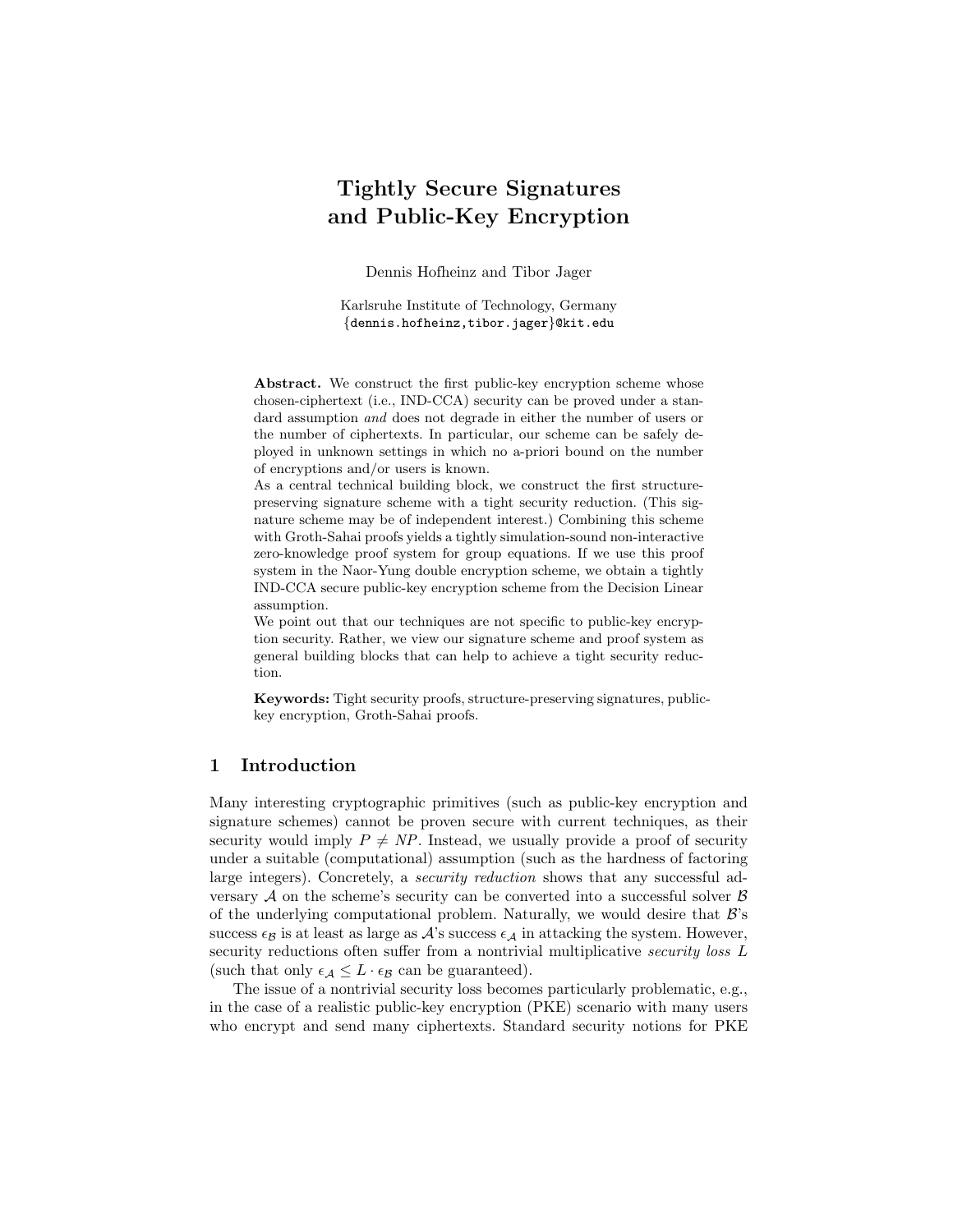# Tightly Secure Signatures and Public-Key Encryption

Dennis Hofheinz and Tibor Jager

Karlsruhe Institute of Technology, Germany
{dennis.hofheinz,tibor.jager}@kit.edu

**Abstract.** We construct the first public-key encryption scheme whose chosen-ciphertext (i.e., IND-CCA) security can be proved under a standard assumption *and* does not degrade in either the number of users or the number of ciphertexts. In particular, our scheme can be safely deployed in unknown settings in which no a-priori bound on the number of encryptions and/or users is known.

As a central technical building block, we construct the first structure-preserving signature scheme with a tight security reduction. (This signature scheme may be of independent interest.) Combining this scheme with Groth-Sahai proofs yields a tightly simulation-sound non-interactive zero-knowledge proof system for group equations. If we use this proof system in the Naor-Yung double encryption scheme, we obtain a tightly IND-CCA secure public-key encryption scheme from the Decision Linear assumption.

We point out that our techniques are not specific to public-key encryption security. Rather, we view our signature scheme and proof system as general building blocks that can help to achieve a tight security reduction.

**Keywords:** Tight security proofs, structure-preserving signatures, public-key encryption, Groth-Sahai proofs.

## 1 Introduction

Many interesting cryptographic primitives (such as public-key encryption and signature schemes) cannot be proven secure with current techniques, as their security would imply $P \neq NP$. Instead, we usually provide a proof of security under a suitable (computational) assumption (such as the hardness of factoring large integers). Concretely, a *security reduction* shows that any successful adversary $\mathcal{A}$ on the scheme's security can be converted into a successful solver $\mathcal{B}$ of the underlying computational problem. Naturally, we would desire that $\mathcal{B}$'s success $\epsilon_{\mathcal{B}}$ is at least as large as $\mathcal{A}$'s success $\epsilon_{\mathcal{A}}$ in attacking the system. However, security reductions often suffer from a nontrivial multiplicative *security loss* $L$ (such that only $\epsilon_{\mathcal{A}} \leq L \cdot \epsilon_{\mathcal{B}}$ can be guaranteed).

The issue of a nontrivial security loss becomes particularly problematic, e.g., in the case of a realistic public-key encryption (PKE) scenario with many users who encrypt and send many ciphertexts. Standard security notions for PKE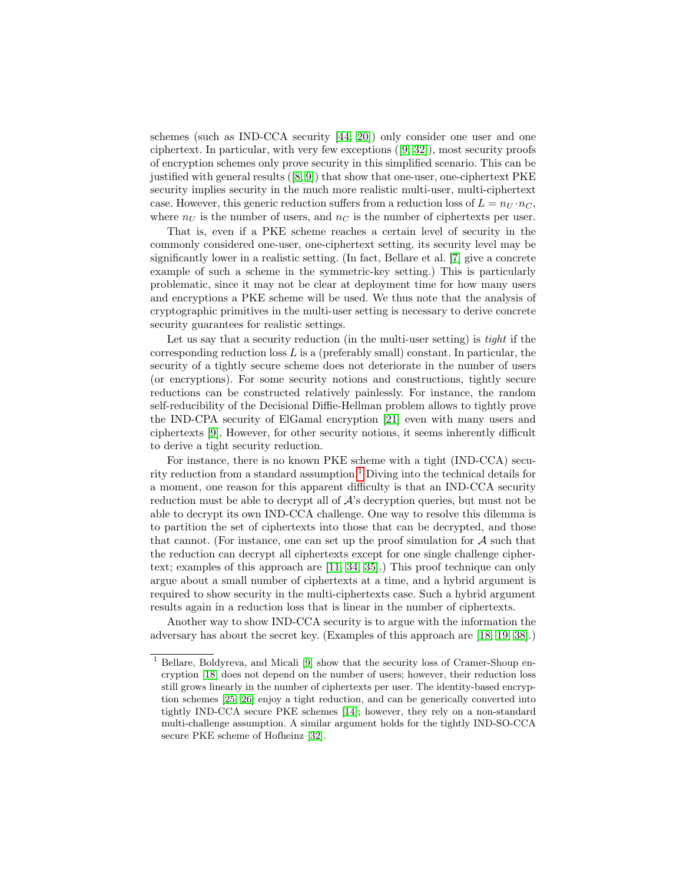schemes (such as IND-CCA security [44, 20]) only consider one user and one ciphertext. In particular, with very few exceptions ([9, 32]), most security proofs of encryption schemes only prove security in this simplified scenario. This can be justified with general results ([8, 9]) that show that one-user, one-ciphertext PKE security implies security in the much more realistic multi-user, multi-ciphertext case. However, this generic reduction suffers from a reduction loss of $L = n_U \cdot n_C$, where $n_U$ is the number of users, and $n_C$ is the number of ciphertexts per user.

That is, even if a PKE scheme reaches a certain level of security in the commonly considered one-user, one-ciphertext setting, its security level may be significantly lower in a realistic setting. (In fact, Bellare et al. [7] give a concrete example of such a scheme in the symmetric-key setting.) This is particularly problematic, since it may not be clear at deployment time for how many users and encryptions a PKE scheme will be used. We thus note that the analysis of cryptographic primitives in the multi-user setting is necessary to derive concrete security guarantees for realistic settings.

Let us say that a security reduction (in the multi-user setting) is *tight* if the corresponding reduction loss $L$ is a (preferably small) constant. In particular, the security of a tightly secure scheme does not deteriorate in the number of users (or encryptions). For some security notions and constructions, tightly secure reductions can be constructed relatively painlessly. For instance, the random self-reducibility of the Decisional Diffie-Hellman problem allows to tightly prove the IND-CPA security of ElGamal encryption [21] even with many users and ciphertexts [9]. However, for other security notions, it seems inherently difficult to derive a tight security reduction.

For instance, there is no known PKE scheme with a tight (IND-CCA) security reduction from a standard assumption.[1] Diving into the technical details for a moment, one reason for this apparent difficulty is that an IND-CCA security reduction must be able to decrypt all of $\mathcal{A}$'s decryption queries, but must not be able to decrypt its own IND-CCA challenge. One way to resolve this dilemma is to partition the set of ciphertexts into those that can be decrypted, and those that cannot. (For instance, one can set up the proof simulation for $\mathcal{A}$ such that the reduction can decrypt all ciphertexts except for one single challenge ciphertext; examples of this approach are [11, 34, 35].) This proof technique can only argue about a small number of ciphertexts at a time, and a hybrid argument is required to show security in the multi-ciphertexts case. Such a hybrid argument results again in a reduction loss that is linear in the number of ciphertexts.

Another way to show IND-CCA security is to argue with the information the adversary has about the secret key. (Examples of this approach are [18, 19, 38].)

---

[1] Bellare, Boldyreva, and Micali [9] show that the security loss of Cramer-Shoup encryption [18] does not depend on the number of users; however, their reduction loss still grows linearly in the number of ciphertexts per user. The identity-based encryption schemes [25, 26] enjoy a tight reduction, and can be generically converted into tightly IND-CCA secure PKE schemes [14]; however, they rely on a non-standard multi-challenge assumption. A similar argument holds for the tightly IND-SO-CCA secure PKE scheme of Hofheinz [32].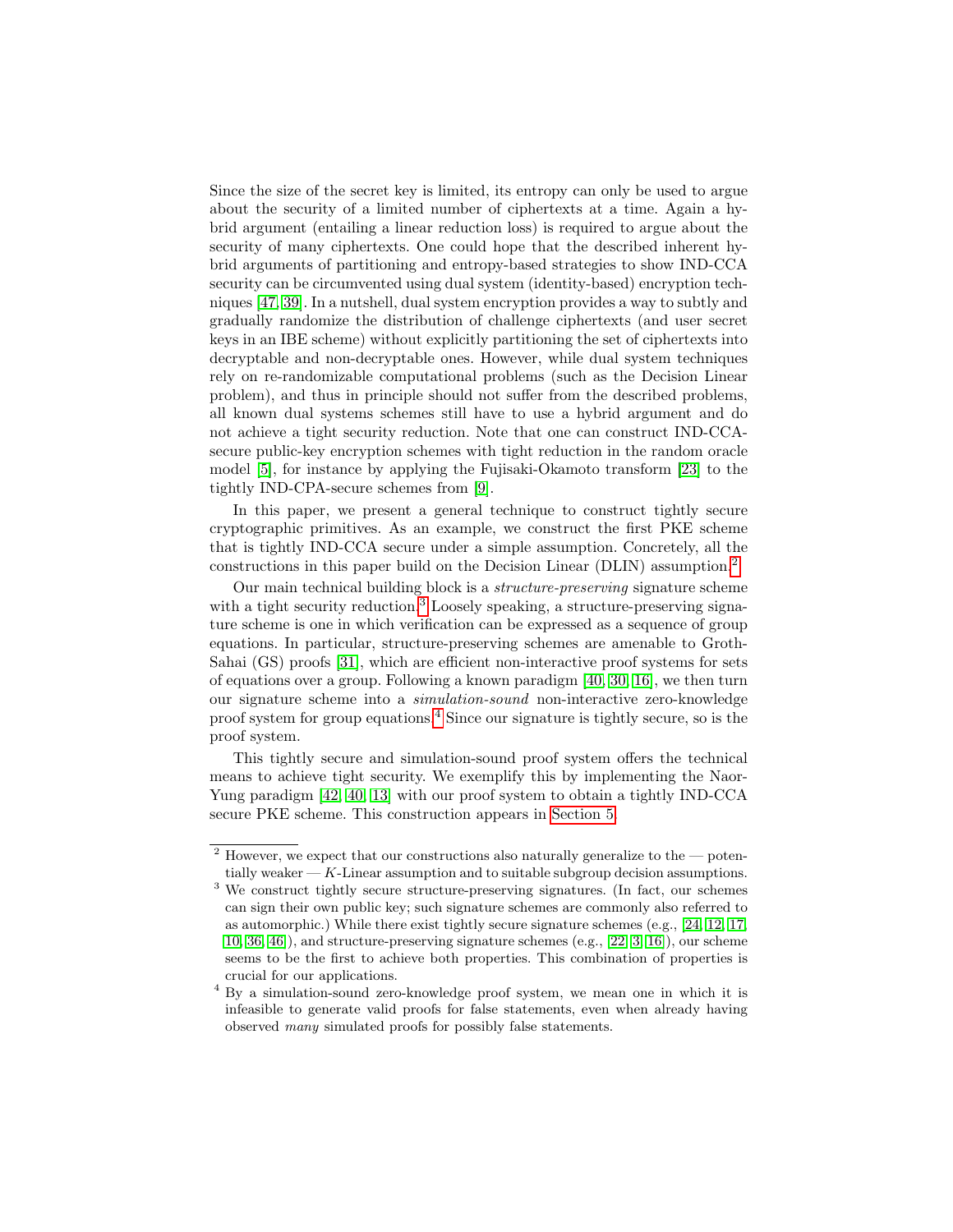Since the size of the secret key is limited, its entropy can only be used to argue about the security of a limited number of ciphertexts at a time. Again a hybrid argument (entailing a linear reduction loss) is required to argue about the security of many ciphertexts. One could hope that the described inherent hybrid arguments of partitioning and entropy-based strategies to show IND-CCA security can be circumvented using dual system (identity-based) encryption techniques [47, 39]. In a nutshell, dual system encryption provides a way to subtly and gradually randomize the distribution of challenge ciphertexts (and user secret keys in an IBE scheme) without explicitly partitioning the set of ciphertexts into decryptable and non-decryptable ones. However, while dual system techniques rely on re-randomizable computational problems (such as the Decision Linear problem), and thus in principle should not suffer from the described problems, all known dual systems schemes still have to use a hybrid argument and do not achieve a tight security reduction. Note that one can construct IND-CCA-secure public-key encryption schemes with tight reduction in the random oracle model [5], for instance by applying the Fujisaki-Okamoto transform [23] to the tightly IND-CPA-secure schemes from [9].

In this paper, we present a general technique to construct tightly secure cryptographic primitives. As an example, we construct the first PKE scheme that is tightly IND-CCA secure under a simple assumption. Concretely, all the constructions in this paper build on the Decision Linear (DLIN) assumption.[2]

Our main technical building block is a *structure-preserving* signature scheme with a tight security reduction.[3] Loosely speaking, a structure-preserving signature scheme is one in which verification can be expressed as a sequence of group equations. In particular, structure-preserving schemes are amenable to Groth-Sahai (GS) proofs [31], which are efficient non-interactive proof systems for sets of equations over a group. Following a known paradigm [40, 30, 16], we then turn our signature scheme into a *simulation-sound* non-interactive zero-knowledge proof system for group equations.[4] Since our signature is tightly secure, so is the proof system.

This tightly secure and simulation-sound proof system offers the technical means to achieve tight security. We exemplify this by implementing the Naor-Yung paradigm [42, 40, 13] with our proof system to obtain a tightly IND-CCA secure PKE scheme. This construction appears in Section 5.

---

[2] However, we expect that our constructions also naturally generalize to the — potentially weaker — $K$-Linear assumption and to suitable subgroup decision assumptions.

[3] We construct tightly secure structure-preserving signatures. (In fact, our schemes can sign their own public key; such signature schemes are commonly also referred to as automorphic.) While there exist tightly secure signature schemes (e.g., [24, 12, 17, 10, 36, 46]), and structure-preserving signature schemes (e.g., [22, 3, 16]), our scheme seems to be the first to achieve both properties. This combination of properties is crucial for our applications.

[4] By a simulation-sound zero-knowledge proof system, we mean one in which it is infeasible to generate valid proofs for false statements, even when already having observed *many* simulated proofs for possibly false statements.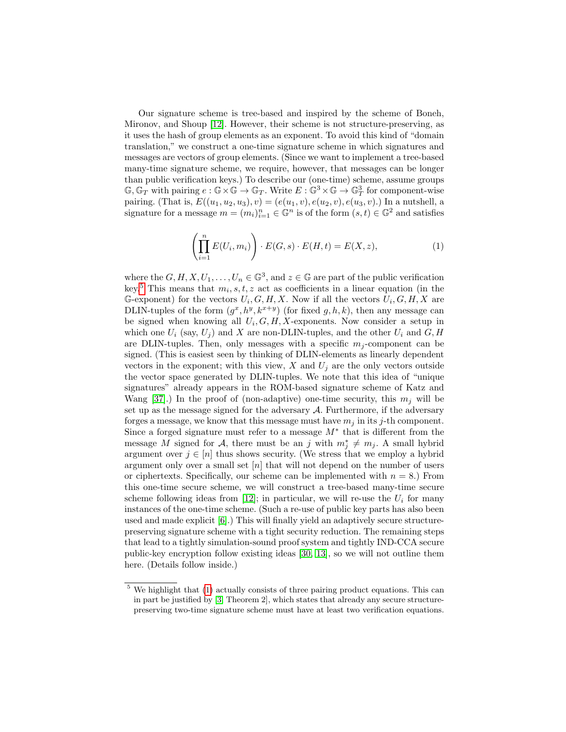Our signature scheme is tree-based and inspired by the scheme of Boneh, Mironov, and Shoup [12]. However, their scheme is not structure-preserving, as it uses the hash of group elements as an exponent. To avoid this kind of "domain translation," we construct a one-time signature scheme in which signatures and messages are vectors of group elements. (Since we want to implement a tree-based many-time signature scheme, we require, however, that messages can be longer than public verification keys.) To describe our (one-time) scheme, assume groups $\mathbb{G}, \mathbb{G}_T$ with pairing $e : \mathbb{G} \times \mathbb{G} \rightarrow \mathbb{G}_T$. Write $E : \mathbb{G}^3 \times \mathbb{G} \rightarrow \mathbb{G}_T^3$ for component-wise pairing. (That is, $E((u_1, u_2, u_3), v) = (e(u_1, v), e(u_2, v), e(u_3, v)$.) In a nutshell, a signature for a message $m = (m_i)_{i=1}^n \in \mathbb{G}^n$ is of the form $(s, t) \in \mathbb{G}^2$ and satisfies

$$\left(\prod_{i=1}^{n} E(U_i, m_i)\right) \cdot E(G, s) \cdot E(H, t) = E(X, z), \tag{1}$$

where the $G, H, X, U_1, \ldots, U_n \in \mathbb{G}^3$, and $z \in \mathbb{G}$ are part of the public verification key.[5] This means that $m_i, s, t, z$ act as coefficients in a linear equation (in the $\mathbb{G}$-exponent) for the vectors $U_i, G, H, X$. Now if all the vectors $U_i, G, H, X$ are DLIN-tuples of the form $(g^x, h^y, k^{x+y})$ (for fixed $g, h, k$), then any message can be signed when knowing all $U_i, G, H, X$-exponents. Now consider a setup in which one $U_i$ (say, $U_j$) and $X$ are non-DLIN-tuples, and the other $U_i$ and $G, H$ are DLIN-tuples. Then, only messages with a specific $m_j$-component can be signed. (This is easiest seen by thinking of DLIN-elements as linearly dependent vectors in the exponent; with this view, $X$ and $U_j$ are the only vectors outside the vector space generated by DLIN-tuples. We note that this idea of "unique signatures" already appears in the ROM-based signature scheme of Katz and Wang [37].) In the proof of (non-adaptive) one-time security, this $m_j$ will be set up as the message signed for the adversary $\mathcal{A}$. Furthermore, if the adversary forges a message, we know that this message must have $m_j$ in its $j$-th component. Since a forged signature must refer to a message $M^*$ that is different from the message $M$ signed for $\mathcal{A}$, there must be an $j$ with $m_j^* \neq m_j$. A small hybrid argument over $j \in [n]$ thus shows security. (We stress that we employ a hybrid argument only over a small set $[n]$ that will not depend on the number of users or ciphertexts. Specifically, our scheme can be implemented with $n = 8$.) From this one-time secure scheme, we will construct a tree-based many-time secure scheme following ideas from [12]; in particular, we will re-use the $U_i$ for many instances of the one-time scheme. (Such a re-use of public key parts has also been used and made explicit [6].) This will finally yield an adaptively secure structure-preserving signature scheme with a tight security reduction. The remaining steps that lead to a tightly simulation-sound proof system and tightly IND-CCA secure public-key encryption follow existing ideas [30, 13], so we will not outline them here. (Details follow inside.)

---

[5] We highlight that (1) actually consists of three pairing product equations. This can in part be justified by [3, Theorem 2], which states that already any secure structure-preserving two-time signature scheme must have at least two verification equations.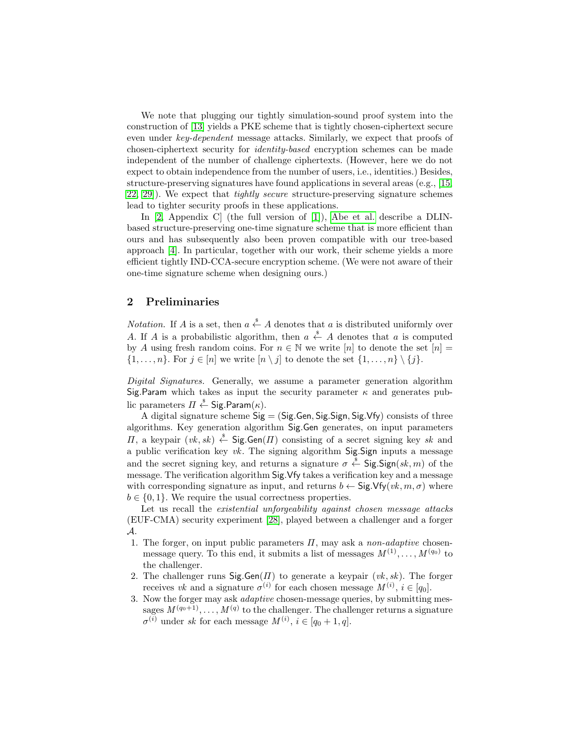We note that plugging our tightly simulation-sound proof system into the construction of [13] yields a PKE scheme that is tightly chosen-ciphertext secure even under *key-dependent* message attacks. Similarly, we expect that proofs of chosen-ciphertext security for *identity-based* encryption schemes can be made independent of the number of challenge ciphertexts. (However, here we do not expect to obtain independence from the number of users, i.e., identities.) Besides, structure-preserving signatures have found applications in several areas (e.g., [15, 22, 29]). We expect that *tightly secure* structure-preserving signature schemes lead to tighter security proofs in these applications.

In [2, Appendix C] (the full version of [1]), Abe et al. describe a DLIN-based structure-preserving one-time signature scheme that is more efficient than ours and has subsequently also been proven compatible with our tree-based approach [4]. In particular, together with our work, their scheme yields a more efficient tightly IND-CCA-secure encryption scheme. (We were not aware of their one-time signature scheme when designing ours.)

## 2 Preliminaries

*Notation.* If $A$ is a set, then $a \stackrel{\$}{\leftarrow} A$ denotes that $a$ is distributed uniformly over $A$. If $A$ is a probabilistic algorithm, then $a \stackrel{\$}{\leftarrow} A$ denotes that $a$ is computed by $A$ using fresh random coins. For $n \in \mathbb{N}$ we write $[n]$ to denote the set $[n] = \{1, \ldots, n\}$. For $j \in [n]$ we write $[n \setminus j]$ to denote the set $\{1, \ldots, n\} \setminus \{j\}$.

*Digital Signatures.* Generally, we assume a parameter generation algorithm $\mathsf{Sig.Param}$ which takes as input the security parameter $\kappa$ and generates public parameters $\Pi \stackrel{\$}{\leftarrow} \mathsf{Sig.Param}(\kappa)$.

A digital signature scheme $\mathsf{Sig} = (\mathsf{Sig.Gen}, \mathsf{Sig.Sign}, \mathsf{Sig.Vfy})$ consists of three algorithms. Key generation algorithm $\mathsf{Sig.Gen}$ generates, on input parameters $\Pi$, a keypair $(vk, sk) \stackrel{\$}{\leftarrow} \mathsf{Sig.Gen}(\Pi)$ consisting of a secret signing key $sk$ and a public verification key $vk$. The signing algorithm $\mathsf{Sig.Sign}$ inputs a message and the secret signing key, and returns a signature $\sigma \stackrel{\$}{\leftarrow} \mathsf{Sig.Sign}(sk, m)$ of the message. The verification algorithm $\mathsf{Sig.Vfy}$ takes a verification key and a message with corresponding signature as input, and returns $b \leftarrow \mathsf{Sig.Vfy}(vk, m, \sigma)$ where $b \in \{0, 1\}$. We require the usual correctness properties.

Let us recall the *existential unforgeability against chosen message attacks* (EUF-CMA) security experiment [28], played between a challenger and a forger $\mathcal{A}$.

1. The forger, on input public parameters $\Pi$, may ask a *non-adaptive* chosen-message query. To this end, it submits a list of messages $M^{(1)}, \ldots, M^{(q_0)}$ to the challenger.
2. The challenger runs $\mathsf{Sig.Gen}(\Pi)$ to generate a keypair $(vk, sk)$. The forger receives $vk$ and a signature $\sigma^{(i)}$ for each chosen message $M^{(i)}$, $i \in [q_0]$.
3. Now the forger may ask *adaptive* chosen-message queries, by submitting messages $M^{(q_0+1)}, \ldots, M^{(q)}$ to the challenger. The challenger returns a signature $\sigma^{(i)}$ under $sk$ for each message $M^{(i)}$, $i \in [q_0 + 1, q]$.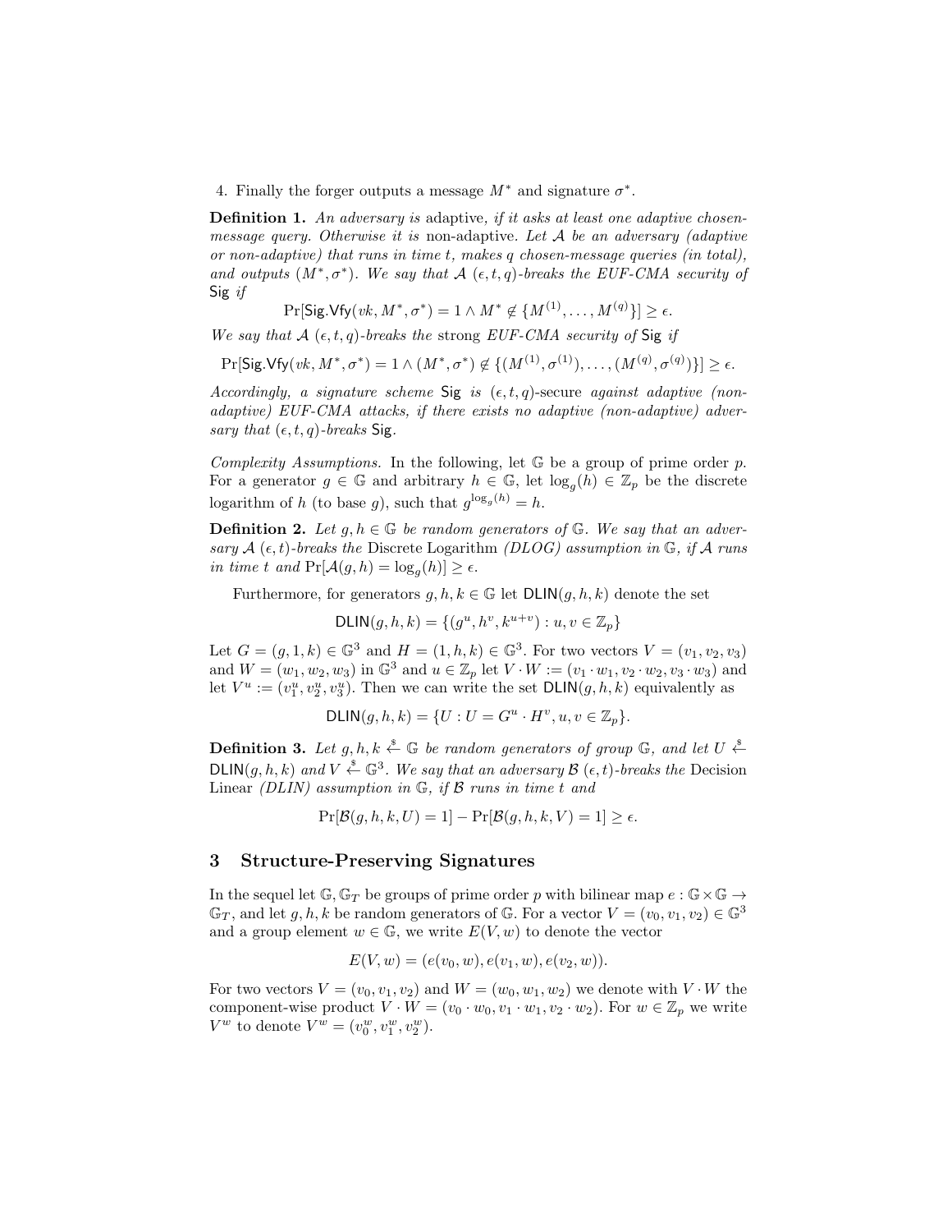4. Finally the forger outputs a message $M^*$ and signature $\sigma^*$.

**Definition 1.** *An adversary is* adaptive*, if it asks at least one adaptive chosen-message query. Otherwise it is* non-adaptive*. Let $\mathcal{A}$ be an adversary (adaptive or non-adaptive) that runs in time $t$, makes $q$ chosen-message queries (in total), and outputs $(M^*, \sigma^*)$. We say that $\mathcal{A}$ $(\epsilon, t, q)$-breaks the EUF-CMA security of* $\mathsf{Sig}$ *if*

$$\Pr[\mathsf{Sig.Vfy}(vk, M^*, \sigma^*) = 1 \wedge M^* \notin \{M^{(1)}, \ldots, M^{(q)}\}] \geq \epsilon.$$

*We say that $\mathcal{A}$ $(\epsilon, t, q)$-breaks the* strong *EUF-CMA security of* $\mathsf{Sig}$ *if*

$$\Pr[\mathsf{Sig.Vfy}(vk, M^*, \sigma^*) = 1 \wedge (M^*, \sigma^*) \notin \{(M^{(1)}, \sigma^{(1)}), \ldots, (M^{(q)}, \sigma^{(q)})\}] \geq \epsilon.$$

*Accordingly, a signature scheme* $\mathsf{Sig}$ *is $(\epsilon, t, q)$-*secure *against adaptive (non-adaptive) EUF-CMA attacks, if there exists no adaptive (non-adaptive) adversary that $(\epsilon, t, q)$-breaks* $\mathsf{Sig}$.

*Complexity Assumptions.* In the following, let $\mathbb{G}$ be a group of prime order $p$. For a generator $g \in \mathbb{G}$ and arbitrary $h \in \mathbb{G}$, let $\log_g(h) \in \mathbb{Z}_p$ be the discrete logarithm of $h$ (to base $g$), such that $g^{\log_g(h)} = h$.

**Definition 2.** *Let $g, h \in \mathbb{G}$ be random generators of $\mathbb{G}$. We say that an adversary $\mathcal{A}$ $(\epsilon, t)$-breaks the* Discrete Logarithm *(DLOG) assumption in $\mathbb{G}$, if $\mathcal{A}$ runs in time $t$ and $\Pr[\mathcal{A}(g, h) = \log_g(h)] \geq \epsilon$.*

Furthermore, for generators $g, h, k \in \mathbb{G}$ let $\mathsf{DLIN}(g, h, k)$ denote the set

$$\mathsf{DLIN}(g, h, k) = \{(g^u, h^v, k^{u+v}) : u, v \in \mathbb{Z}_p\}$$

Let $G = (g, 1, k) \in \mathbb{G}^3$ and $H = (1, h, k) \in \mathbb{G}^3$. For two vectors $V = (v_1, v_2, v_3)$ and $W = (w_1, w_2, w_3)$ in $\mathbb{G}^3$ and $u \in \mathbb{Z}_p$ let $V \cdot W := (v_1 \cdot w_1, v_2 \cdot w_2, v_3 \cdot w_3)$ and let $V^u := (v_1^u, v_2^u, v_3^u)$. Then we can write the set $\mathsf{DLIN}(g, h, k)$ equivalently as

$$\mathsf{DLIN}(g, h, k) = \{U : U = G^u \cdot H^v, u, v \in \mathbb{Z}_p\}.$$

**Definition 3.** *Let $g, h, k \xleftarrow{\$} \mathbb{G}$ be random generators of group $\mathbb{G}$, and let $U \xleftarrow{\$} \mathsf{DLIN}(g, h, k)$ and $V \xleftarrow{\$} \mathbb{G}^3$. We say that an adversary $\mathcal{B}$ $(\epsilon, t)$-breaks the* Decision Linear *(DLIN) assumption in $\mathbb{G}$, if $\mathcal{B}$ runs in time $t$ and*

$$\Pr[\mathcal{B}(g, h, k, U) = 1] - \Pr[\mathcal{B}(g, h, k, V) = 1] \geq \epsilon.$$

## 3 Structure-Preserving Signatures

In the sequel let $\mathbb{G}, \mathbb{G}_T$ be groups of prime order $p$ with bilinear map $e : \mathbb{G} \times \mathbb{G} \to \mathbb{G}_T$, and let $g, h, k$ be random generators of $\mathbb{G}$. For a vector $V = (v_0, v_1, v_2) \in \mathbb{G}^3$ and a group element $w \in \mathbb{G}$, we write $E(V, w)$ to denote the vector

$$E(V, w) = (e(v_0, w), e(v_1, w), e(v_2, w)).$$

For two vectors $V = (v_0, v_1, v_2)$ and $W = (w_0, w_1, w_2)$ we denote with $V \cdot W$ the component-wise product $V \cdot W = (v_0 \cdot w_0, v_1 \cdot w_1, v_2 \cdot w_2)$. For $w \in \mathbb{Z}_p$ we write $V^w$ to denote $V^w = (v_0^w, v_1^w, v_2^w)$.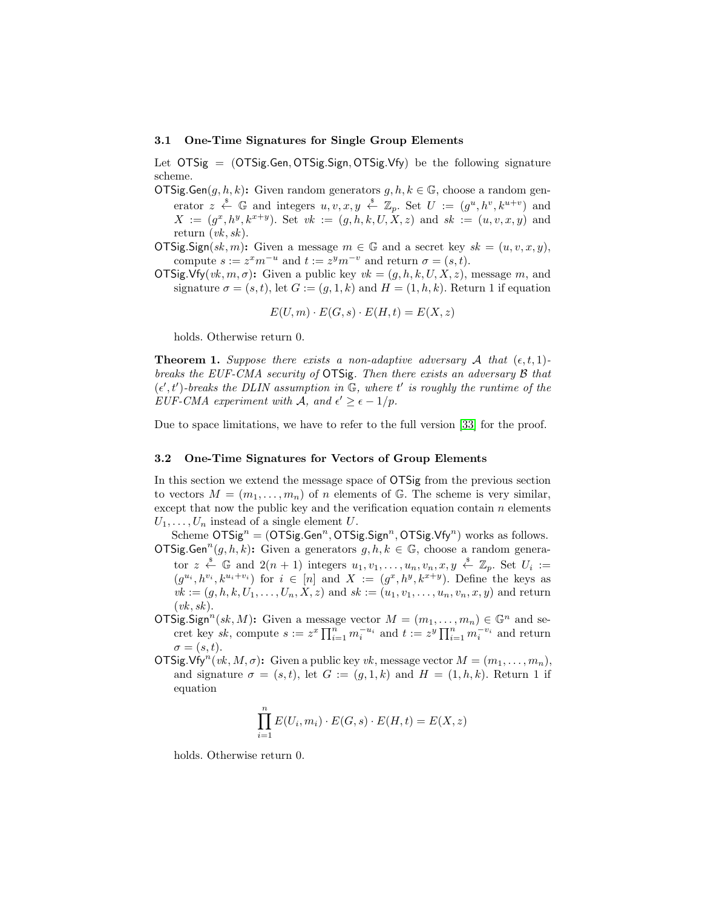### 3.1 One-Time Signatures for Single Group Elements

Let $\mathsf{OTSig} = (\mathsf{OTSig.Gen}, \mathsf{OTSig.Sign}, \mathsf{OTSig.Vfy})$ be the following signature scheme.

$\mathsf{OTSig.Gen}(g, h, k)$**:** Given random generators $g, h, k \in \mathbb{G}$, choose a random generator $z \xleftarrow{\$} \mathbb{G}$ and integers $u, v, x, y \xleftarrow{\$} \mathbb{Z}_p$. Set $U := (g^u, h^v, k^{u+v})$ and $X := (g^x, h^y, k^{x+y})$. Set $vk := (g, h, k, U, X, z)$ and $sk := (u, v, x, y)$ and return $(vk, sk)$.

$\mathsf{OTSig.Sign}(sk, m)$**:** Given a message $m \in \mathbb{G}$ and a secret key $sk = (u, v, x, y)$, compute $s := z^x m^{-u}$ and $t := z^y m^{-v}$ and return $\sigma = (s, t)$.

$\mathsf{OTSig.Vfy}(vk, m, \sigma)$**:** Given a public key $vk = (g, h, k, U, X, z)$, message $m$, and signature $\sigma = (s, t)$, let $G := (g, 1, k)$ and $H = (1, h, k)$. Return 1 if equation

$$E(U, m) \cdot E(G, s) \cdot E(H, t) = E(X, z)$$

holds. Otherwise return 0.

**Theorem 1.** *Suppose there exists a non-adaptive adversary $\mathcal{A}$ that $(\epsilon, t, 1)$-breaks the EUF-CMA security of $\mathsf{OTSig}$. Then there exists an adversary $\mathcal{B}$ that $(\epsilon', t')$-breaks the DLIN assumption in $\mathbb{G}$, where $t'$ is roughly the runtime of the EUF-CMA experiment with $\mathcal{A}$, and $\epsilon' \geq \epsilon - 1/p$.*

Due to space limitations, we have to refer to the full version [33] for the proof.

### 3.2 One-Time Signatures for Vectors of Group Elements

In this section we extend the message space of $\mathsf{OTSig}$ from the previous section to vectors $M = (m_1, \ldots, m_n)$ of $n$ elements of $\mathbb{G}$. The scheme is very similar, except that now the public key and the verification equation contain $n$ elements $U_1, \ldots, U_n$ instead of a single element $U$.

Scheme $\mathsf{OTSig}^n = (\mathsf{OTSig.Gen}^n, \mathsf{OTSig.Sign}^n, \mathsf{OTSig.Vfy}^n)$ works as follows.

$\mathsf{OTSig.Gen}^n(g, h, k)$**:** Given a generators $g, h, k \in \mathbb{G}$, choose a random generator $z \xleftarrow{\$} \mathbb{G}$ and $2(n+1)$ integers $u_1, v_1, \ldots, u_n, v_n, x, y \xleftarrow{\$} \mathbb{Z}_p$. Set $U_i := (g^{u_i}, h^{v_i}, k^{u_i+v_i})$ for $i \in [n]$ and $X := (g^x, h^y, k^{x+y})$. Define the keys as $vk := (g, h, k, U_1, \ldots, U_n, X, z)$ and $sk := (u_1, v_1, \ldots, u_n, v_n, x, y)$ and return $(vk, sk)$.

$\mathsf{OTSig.Sign}^n(sk, M)$**:** Given a message vector $M = (m_1, \ldots, m_n) \in \mathbb{G}^n$ and secret key $sk$, compute $s := z^x \prod_{i=1}^n m_i^{-u_i}$ and $t := z^y \prod_{i=1}^n m_i^{-v_i}$ and return $\sigma = (s, t)$.

$\mathsf{OTSig.Vfy}^n(vk, M, \sigma)$**:** Given a public key $vk$, message vector $M = (m_1, \ldots, m_n)$, and signature $\sigma = (s, t)$, let $G := (g, 1, k)$ and $H = (1, h, k)$. Return 1 if equation

$$\prod_{i=1}^n E(U_i, m_i) \cdot E(G, s) \cdot E(H, t) = E(X, z)$$

holds. Otherwise return 0.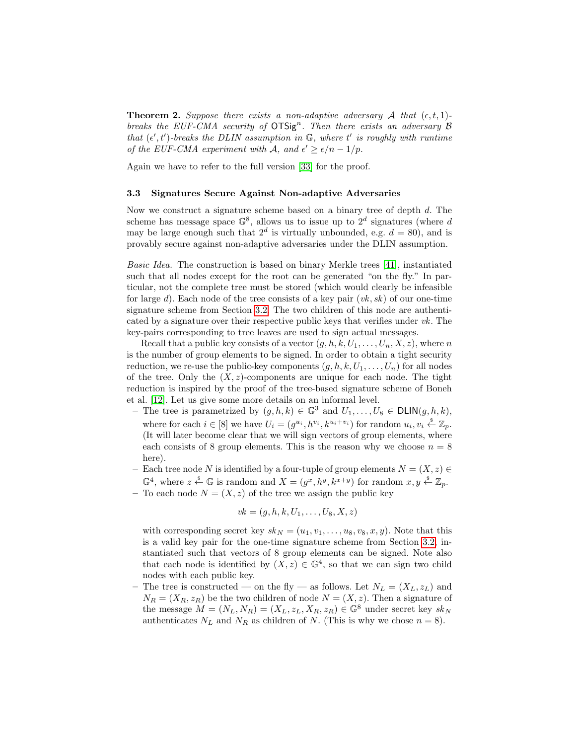**Theorem 2.** *Suppose there exists a non-adaptive adversary $\mathcal{A}$ that $(\epsilon, t, 1)$-breaks the EUF-CMA security of $\mathsf{OTSig}^n$. Then there exists an adversary $\mathcal{B}$ that $(\epsilon', t')$-breaks the DLIN assumption in $\mathbb{G}$, where $t'$ is roughly with runtime of the EUF-CMA experiment with $\mathcal{A}$, and $\epsilon' \geq \epsilon/n - 1/p$.*

Again we have to refer to the full version [33] for the proof.

### 3.3 Signatures Secure Against Non-adaptive Adversaries

Now we construct a signature scheme based on a binary tree of depth $d$. The scheme has message space $\mathbb{G}^8$, allows us to issue up to $2^d$ signatures (where $d$ may be large enough such that $2^d$ is virtually unbounded, e.g. $d = 80$), and is provably secure against non-adaptive adversaries under the DLIN assumption.

*Basic Idea.* The construction is based on binary Merkle trees [41], instantiated such that all nodes except for the root can be generated "on the fly." In particular, not the complete tree must be stored (which would clearly be infeasible for large $d$). Each node of the tree consists of a key pair $(vk, sk)$ of our one-time signature scheme from Section 3.2. The two children of this node are authenticated by a signature over their respective public keys that verifies under $vk$. The key-pairs corresponding to tree leaves are used to sign actual messages.

Recall that a public key consists of a vector $(g, h, k, U_1, \ldots, U_n, X, z)$, where $n$ is the number of group elements to be signed. In order to obtain a tight security reduction, we re-use the public-key components $(g, h, k, U_1, \ldots, U_n)$ for all nodes of the tree. Only the $(X, z)$-components are unique for each node. The tight reduction is inspired by the proof of the tree-based signature scheme of Boneh et al. [12]. Let us give some more details on an informal level.

- The tree is parametrized by $(g, h, k) \in \mathbb{G}^3$ and $U_1, \ldots, U_8 \in \mathsf{DLIN}(g, h, k)$, where for each $i \in [8]$ we have $U_i = (g^{u_i}, h^{v_i}, k^{u_i+v_i})$ for random $u_i, v_i \xleftarrow{\$} \mathbb{Z}_p$. (It will later become clear that we will sign vectors of group elements, where each consists of 8 group elements. This is the reason why we choose $n = 8$ here).
- Each tree node $N$ is identified by a four-tuple of group elements $N = (X, z) \in \mathbb{G}^4$, where $z \xleftarrow{\$} \mathbb{G}$ is random and $X = (g^x, h^y, k^{x+y})$ for random $x, y \xleftarrow{\$} \mathbb{Z}_p$.
- To each node $N = (X, z)$ of the tree we assign the public key

$$vk = (g, h, k, U_1, \ldots, U_8, X, z)$$

  with corresponding secret key $sk_N = (u_1, v_1, \ldots, u_8, v_8, x, y)$. Note that this is a valid key pair for the one-time signature scheme from Section 3.2, instantiated such that vectors of 8 group elements can be signed. Note also that each node is identified by $(X, z) \in \mathbb{G}^4$, so that we can sign two child nodes with each public key.
- The tree is constructed — on the fly — as follows. Let $N_L = (X_L, z_L)$ and $N_R = (X_R, z_R)$ be the two children of node $N = (X, z)$. Then a signature of the message $M = (N_L, N_R) = (X_L, z_L, X_R, z_R) \in \mathbb{G}^8$ under secret key $sk_N$ authenticates $N_L$ and $N_R$ as children of $N$. (This is why we chose $n = 8$).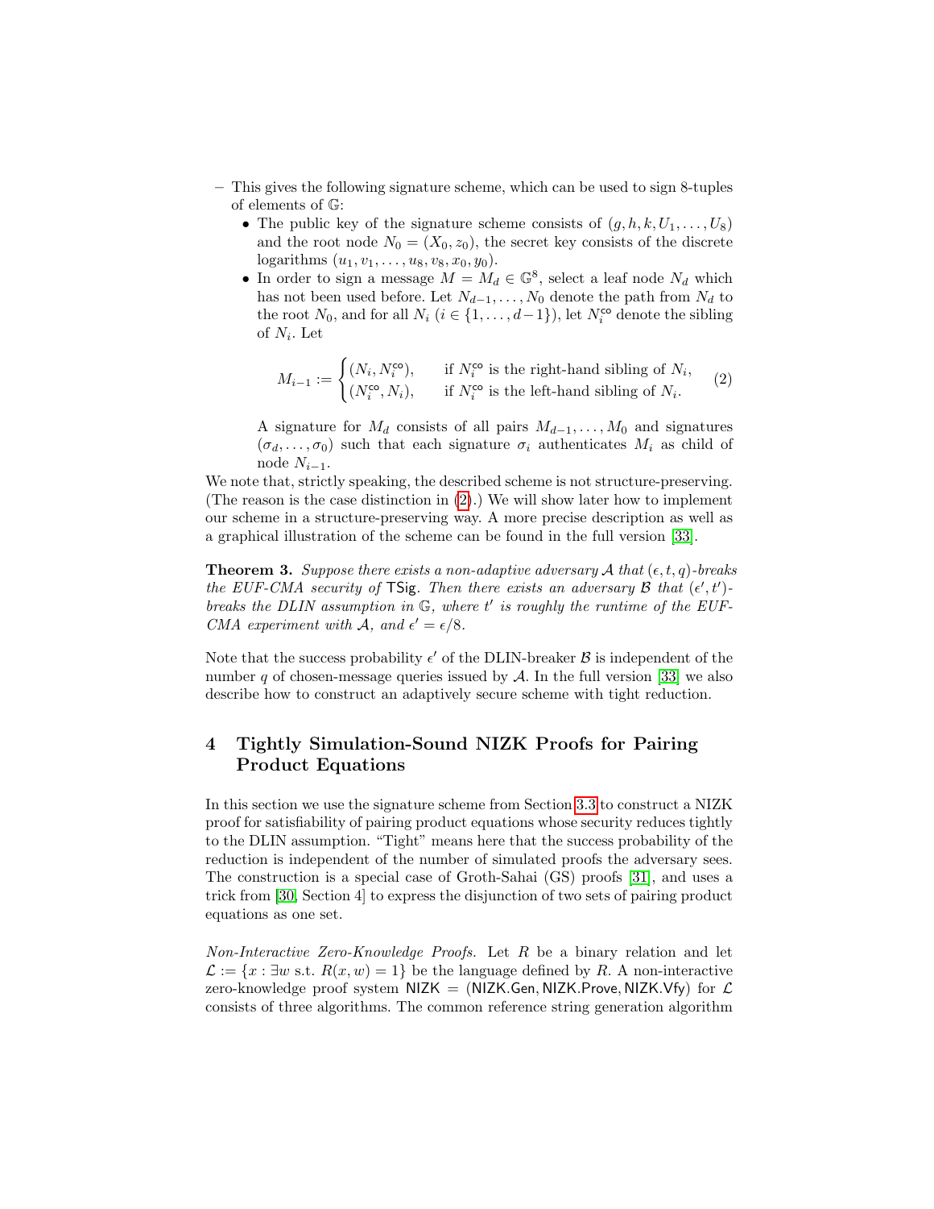– This gives the following signature scheme, which can be used to sign 8-tuples of elements of $\mathbb{G}$:
  - The public key of the signature scheme consists of $(g, h, k, U_1, \dots, U_8)$ and the root node $N_0 = (X_0, z_0)$, the secret key consists of the discrete logarithms $(u_1, v_1, \dots, u_8, v_8, x_0, y_0)$.
  - In order to sign a message $M = M_d \in \mathbb{G}^8$, select a leaf node $N_d$ which has not been used before. Let $N_{d-1}, \dots, N_0$ denote the path from $N_d$ to the root $N_0$, and for all $N_i$ ($i \in \{1, \dots, d-1\}$), let $N_i^{\mathsf{co}}$ denote the sibling of $N_i$. Let

$$M_{i-1} := \begin{cases} (N_i, N_i^{\mathsf{co}}), & \text{if } N_i^{\mathsf{co}} \text{ is the right-hand sibling of } N_i, \\ (N_i^{\mathsf{co}}, N_i), & \text{if } N_i^{\mathsf{co}} \text{ is the left-hand sibling of } N_i. \end{cases} \quad (2)$$

    A signature for $M_d$ consists of all pairs $M_{d-1}, \dots, M_0$ and signatures $(\sigma_d, \dots, \sigma_0)$ such that each signature $\sigma_i$ authenticates $M_i$ as child of node $N_{i-1}$.

We note that, strictly speaking, the described scheme is not structure-preserving. (The reason is the case distinction in (2).) We will show later how to implement our scheme in a structure-preserving way. A more precise description as well as a graphical illustration of the scheme can be found in the full version [33].

**Theorem 3.** *Suppose there exists a non-adaptive adversary $\mathcal{A}$ that $(\epsilon, t, q)$-breaks the EUF-CMA security of* $\mathsf{TSig}$*. Then there exists an adversary $\mathcal{B}$ that $(\epsilon', t')$-breaks the DLIN assumption in $\mathbb{G}$, where $t'$ is roughly the runtime of the EUF-CMA experiment with $\mathcal{A}$, and $\epsilon' = \epsilon/8$.*

Note that the success probability $\epsilon'$ of the DLIN-breaker $\mathcal{B}$ is independent of the number $q$ of chosen-message queries issued by $\mathcal{A}$. In the full version [33] we also describe how to construct an adaptively secure scheme with tight reduction.

## 4 Tightly Simulation-Sound NIZK Proofs for Pairing Product Equations

In this section we use the signature scheme from Section 3.3 to construct a NIZK proof for satisfiability of pairing product equations whose security reduces tightly to the DLIN assumption. "Tight" means here that the success probability of the reduction is independent of the number of simulated proofs the adversary sees. The construction is a special case of Groth-Sahai (GS) proofs [31], and uses a trick from [30, Section 4] to express the disjunction of two sets of pairing product equations as one set.

*Non-Interactive Zero-Knowledge Proofs.* Let $R$ be a binary relation and let $\mathcal{L} := \{x : \exists w \text{ s.t. } R(x, w) = 1\}$ be the language defined by $R$. A non-interactive zero-knowledge proof system $\mathsf{NIZK} = (\mathsf{NIZK.Gen}, \mathsf{NIZK.Prove}, \mathsf{NIZK.Vfy})$ for $\mathcal{L}$ consists of three algorithms. The common reference string generation algorithm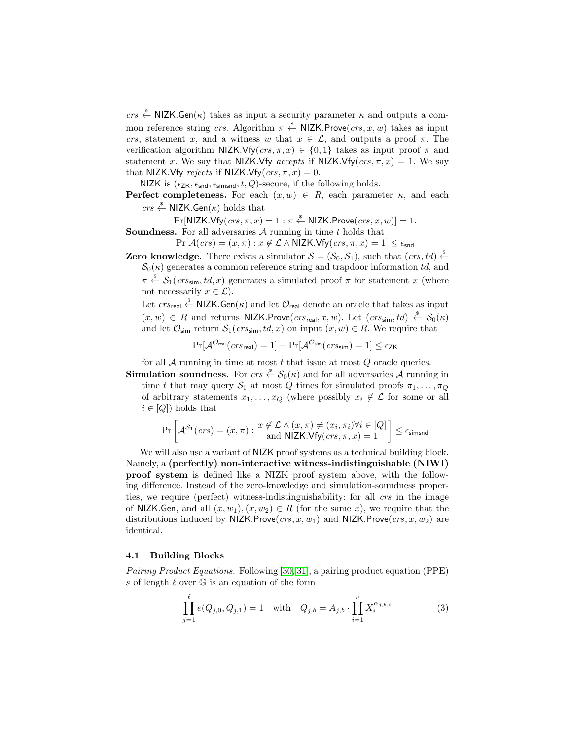$crs \xleftarrow{\$} \mathsf{NIZK.Gen}(\kappa)$ takes as input a security parameter $\kappa$ and outputs a common reference string $crs$. Algorithm $\pi \xleftarrow{\$} \mathsf{NIZK.Prove}(crs, x, w)$ takes as input $crs$, statement $x$, and a witness $w$ that $x \in \mathcal{L}$, and outputs a proof $\pi$. The verification algorithm $\mathsf{NIZK.Vfy}(crs, \pi, x) \in \{0, 1\}$ takes as input proof $\pi$ and statement $x$. We say that $\mathsf{NIZK.Vfy}$ *accepts* if $\mathsf{NIZK.Vfy}(crs, \pi, x) = 1$. We say that $\mathsf{NIZK.Vfy}$ *rejects* if $\mathsf{NIZK.Vfy}(crs, \pi, x) = 0$.

$\mathsf{NIZK}$ is $(\epsilon_{\mathsf{ZK}}, \epsilon_{\mathsf{snd}}, \epsilon_{\mathsf{simsnd}}, t, Q)$-secure, if the following holds.

**Perfect completeness.** For each $(x, w) \in R$, each parameter $\kappa$, and each $crs \xleftarrow{\$} \mathsf{NIZK.Gen}(\kappa)$ holds that

$$\Pr[\mathsf{NIZK.Vfy}(crs, \pi, x) = 1 : \pi \xleftarrow{\$} \mathsf{NIZK.Prove}(crs, x, w)] = 1.$$

**Soundness.** For all adversaries $\mathcal{A}$ running in time $t$ holds that

$$\Pr[\mathcal{A}(crs) = (x, \pi) : x \notin \mathcal{L} \wedge \mathsf{NIZK.Vfy}(crs, \pi, x) = 1] \leq \epsilon_{\mathsf{snd}}$$

**Zero knowledge.** There exists a simulator $\mathcal{S} = (\mathcal{S}_0, \mathcal{S}_1)$, such that $(crs, td) \xleftarrow{\$} \mathcal{S}_0(\kappa)$ generates a common reference string and trapdoor information $td$, and $\pi \xleftarrow{\$} \mathcal{S}_1(crs_{\mathsf{sim}}, td, x)$ generates a simulated proof $\pi$ for statement $x$ (where not necessarily $x \in \mathcal{L}$).

Let $crs_{\mathsf{real}} \xleftarrow{\$} \mathsf{NIZK.Gen}(\kappa)$ and let $\mathcal{O}_{\mathsf{real}}$ denote an oracle that takes as input $(x, w) \in R$ and returns $\mathsf{NIZK.Prove}(crs_{\mathsf{real}}, x, w)$. Let $(crs_{\mathsf{sim}}, td) \xleftarrow{\$} \mathcal{S}_0(\kappa)$ and let $\mathcal{O}_{\mathsf{sim}}$ return $\mathcal{S}_1(crs_{\mathsf{sim}}, td, x)$ on input $(x, w) \in R$. We require that

$$\Pr[\mathcal{A}^{\mathcal{O}_{\mathsf{real}}}(crs_{\mathsf{real}}) = 1] - \Pr[\mathcal{A}^{\mathcal{O}_{\mathsf{sim}}}(crs_{\mathsf{sim}}) = 1] \leq \epsilon_{\mathsf{ZK}}$$

for all $\mathcal{A}$ running in time at most $t$ that issue at most $Q$ oracle queries.

**Simulation soundness.** For $crs \xleftarrow{\$} \mathcal{S}_0(\kappa)$ and for all adversaries $\mathcal{A}$ running in time $t$ that may query $\mathcal{S}_1$ at most $Q$ times for simulated proofs $\pi_1, \ldots, \pi_Q$ of arbitrary statements $x_1, \ldots, x_Q$ (where possibly $x_i \notin \mathcal{L}$ for some or all $i \in [Q]$) holds that

$$\Pr\left[\mathcal{A}^{\mathcal{S}_1}(crs) = (x, \pi) : \begin{array}{c} x \notin \mathcal{L} \wedge (x, \pi) \neq (x_i, \pi_i) \forall i \in [Q] \\ \text{and } \mathsf{NIZK.Vfy}(crs, \pi, x) = 1 \end{array}\right] \leq \epsilon_{\mathsf{simsnd}}$$

We will also use a variant of $\mathsf{NIZK}$ proof systems as a technical building block. Namely, a **(perfectly) non-interactive witness-indistinguishable (NIWI) proof system** is defined like a NIZK proof system above, with the following difference. Instead of the zero-knowledge and simulation-soundness properties, we require (perfect) witness-indistinguishability: for all $crs$ in the image of $\mathsf{NIZK.Gen}$, and all $(x, w_1), (x, w_2) \in R$ (for the same $x$), we require that the distributions induced by $\mathsf{NIZK.Prove}(crs, x, w_1)$ and $\mathsf{NIZK.Prove}(crs, x, w_2)$ are identical.

### 4.1 Building Blocks

*Pairing Product Equations.* Following [30, 31], a pairing product equation (PPE) $s$ of length $\ell$ over $\mathbb{G}$ is an equation of the form

$$\prod_{j=1}^{\ell} e(Q_{j,0}, Q_{j,1}) = 1 \quad \text{with} \quad Q_{j,b} = A_{j,b} \cdot \prod_{i=1}^{\nu} X_i^{\alpha_{j,b,i}} \tag{3}$$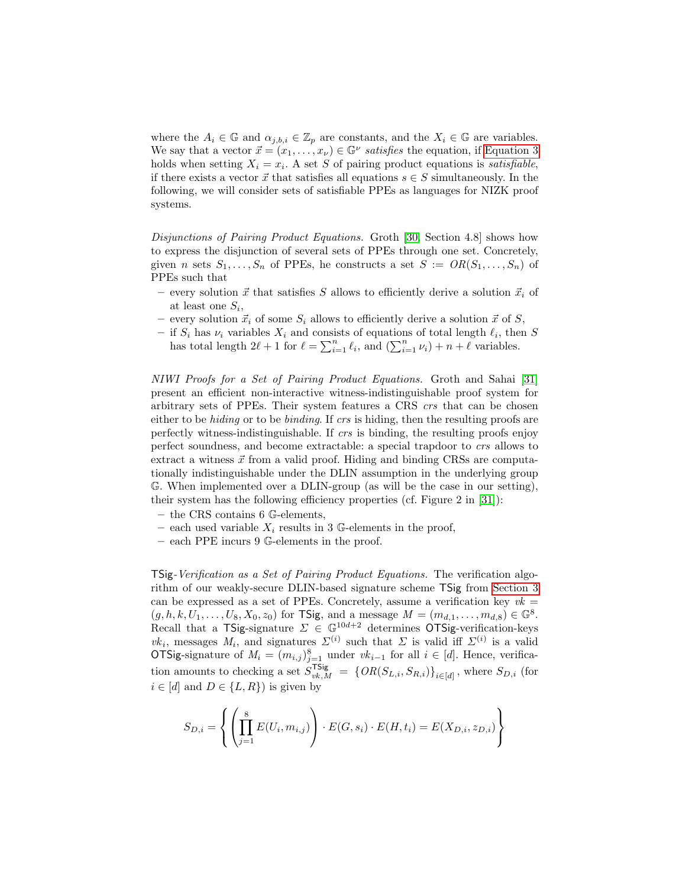where the $A_i \in \mathbb{G}$ and $\alpha_{j,b,i} \in \mathbb{Z}_p$ are constants, and the $X_i \in \mathbb{G}$ are variables. We say that a vector $\vec{x} = (x_1, \dots, x_\nu) \in \mathbb{G}^\nu$ *satisfies* the equation, if Equation 3 holds when setting $X_i = x_i$. A set $S$ of pairing product equations is *satisfiable*, if there exists a vector $\vec{x}$ that satisfies all equations $s \in S$ simultaneously. In the following, we will consider sets of satisfiable PPEs as languages for NIZK proof systems.

*Disjunctions of Pairing Product Equations.* Groth [30, Section 4.8] shows how to express the disjunction of several sets of PPEs through one set. Concretely, given $n$ sets $S_1, \dots, S_n$ of PPEs, he constructs a set $S := OR(S_1, \dots, S_n)$ of PPEs such that

- every solution $\vec{x}$ that satisfies $S$ allows to efficiently derive a solution $\vec{x}_i$ of at least one $S_i$,
- every solution $\vec{x}_i$ of some $S_i$ allows to efficiently derive a solution $\vec{x}$ of $S$,
- if $S_i$ has $\nu_i$ variables $X_i$ and consists of equations of total length $\ell_i$, then $S$ has total length $2\ell + 1$ for $\ell = \sum_{i=1}^n \ell_i$, and $(\sum_{i=1}^n \nu_i) + n + \ell$ variables.

*NIWI Proofs for a Set of Pairing Product Equations.* Groth and Sahai [31] present an efficient non-interactive witness-indistinguishable proof system for arbitrary sets of PPEs. Their system features a CRS $crs$ that can be chosen either to be *hiding* or to be *binding*. If $crs$ is hiding, then the resulting proofs are perfectly witness-indistinguishable. If $crs$ is binding, the resulting proofs enjoy perfect soundness, and become extractable: a special trapdoor to $crs$ allows to extract a witness $\vec{x}$ from a valid proof. Hiding and binding CRSs are computationally indistinguishable under the DLIN assumption in the underlying group $\mathbb{G}$. When implemented over a DLIN-group (as will be the case in our setting), their system has the following efficiency properties (cf. Figure 2 in [31]):

- the CRS contains 6 $\mathbb{G}$-elements,
- each used variable $X_i$ results in 3 $\mathbb{G}$-elements in the proof,
- each PPE incurs 9 $\mathbb{G}$-elements in the proof.

$\mathsf{TSig}$-*Verification as a Set of Pairing Product Equations.* The verification algorithm of our weakly-secure DLIN-based signature scheme $\mathsf{TSig}$ from Section 3 can be expressed as a set of PPEs. Concretely, assume a verification key $vk = (g, h, k, U_1, \dots, U_8, X_0, z_0)$ for $\mathsf{TSig}$, and a message $M = (m_{d,1}, \dots, m_{d,8}) \in \mathbb{G}^8$. Recall that a $\mathsf{TSig}$-signature $\Sigma \in \mathbb{G}^{10d+2}$ determines $\mathsf{OTSig}$-verification-keys $vk_i$, messages $M_i$, and signatures $\Sigma^{(i)}$ such that $\Sigma$ is valid iff $\Sigma^{(i)}$ is a valid $\mathsf{OTSig}$-signature of $M_i = (m_{i,j})_{j=1}^8$ under $vk_{i-1}$ for all $i \in [d]$. Hence, verification amounts to checking a set $S^{\mathsf{TSig}}_{vk,M} = \{OR(S_{L,i}, S_{R,i})\}_{i \in [d]}$, where $S_{D,i}$ (for $i \in [d]$ and $D \in \{L, R\}$) is given by

$$S_{D,i} = \left\{ \left( \prod_{j=1}^{8} E(U_i, m_{i,j}) \right) \cdot E(G, s_i) \cdot E(H, t_i) = E(X_{D,i}, z_{D,i}) \right\}$$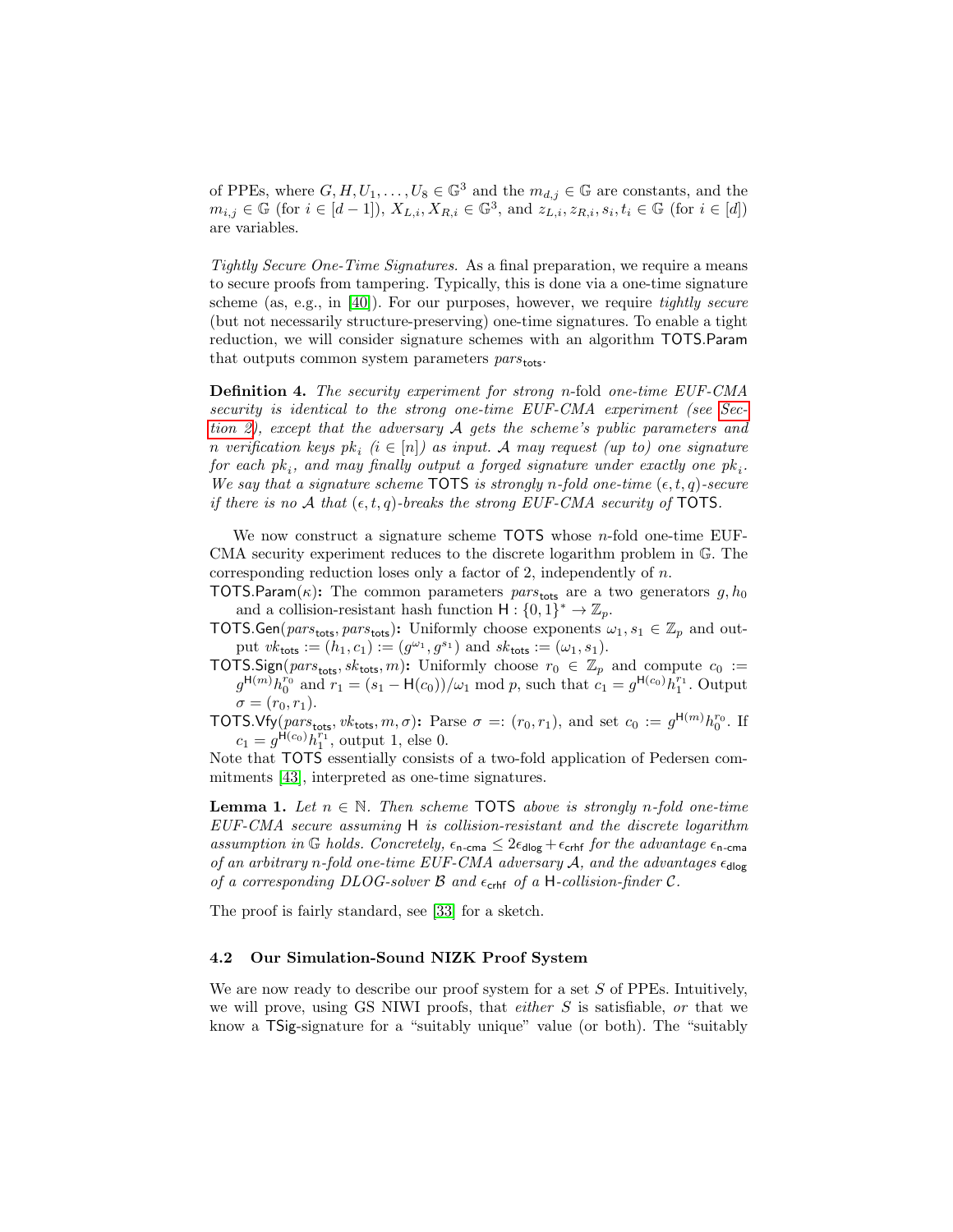of PPEs, where $G, H, U_1, \ldots, U_8 \in \mathbb{G}^3$ and the $m_{d,j} \in \mathbb{G}$ are constants, and the $m_{i,j} \in \mathbb{G}$ (for $i \in [d-1]$), $X_{L,i}, X_{R,i} \in \mathbb{G}^3$, and $z_{L,i}, z_{R,i}, s_i, t_i \in \mathbb{G}$ (for $i \in [d]$) are variables.

*Tightly Secure One-Time Signatures.* As a final preparation, we require a means to secure proofs from tampering. Typically, this is done via a one-time signature scheme (as, e.g., in [40]). For our purposes, however, we require *tightly secure* (but not necessarily structure-preserving) one-time signatures. To enable a tight reduction, we will consider signature schemes with an algorithm $\mathsf{TOTS.Param}$ that outputs common system parameters $pars_{\mathsf{tots}}$.

**Definition 4.** *The security experiment for strong $n$-fold one-time EUF-CMA security is identical to the strong one-time EUF-CMA experiment (see Section 2), except that the adversary $\mathcal{A}$ gets the scheme's public parameters and $n$ verification keys $pk_i$ ($i \in [n]$) as input. $\mathcal{A}$ may request (up to) one signature for each $pk_i$, and may finally output a forged signature under exactly one $pk_i$. We say that a signature scheme $\mathsf{TOTS}$ is strongly $n$-fold one-time $(\epsilon, t, q)$-secure if there is no $\mathcal{A}$ that $(\epsilon, t, q)$-breaks the strong EUF-CMA security of $\mathsf{TOTS}$.*

We now construct a signature scheme $\mathsf{TOTS}$ whose $n$-fold one-time EUF-CMA security experiment reduces to the discrete logarithm problem in $\mathbb{G}$. The corresponding reduction loses only a factor of 2, independently of $n$.

$\mathsf{TOTS.Param}(\kappa)$**:** The common parameters $pars_{\mathsf{tots}}$ are a two generators $g, h_0$ and a collision-resistant hash function $\mathsf{H} : \{0,1\}^* \to \mathbb{Z}_p$.

$\mathsf{TOTS.Gen}(pars_{\mathsf{tots}}, pars_{\mathsf{tots}})$**:** Uniformly choose exponents $\omega_1, s_1 \in \mathbb{Z}_p$ and output $vk_{\mathsf{tots}} := (h_1, c_1) := (g^{\omega_1}, g^{s_1})$ and $sk_{\mathsf{tots}} := (\omega_1, s_1)$.

$\mathsf{TOTS.Sign}(pars_{\mathsf{tots}}, sk_{\mathsf{tots}}, m)$**:** Uniformly choose $r_0 \in \mathbb{Z}_p$ and compute $c_0 := g^{\mathsf{H}(m)} h_0^{r_0}$ and $r_1 = (s_1 - \mathsf{H}(c_0))/\omega_1 \bmod p$, such that $c_1 = g^{\mathsf{H}(c_0)} h_1^{r_1}$. Output $\sigma = (r_0, r_1)$.

$\mathsf{TOTS.Vfy}(pars_{\mathsf{tots}}, vk_{\mathsf{tots}}, m, \sigma)$**:** Parse $\sigma =: (r_0, r_1)$, and set $c_0 := g^{\mathsf{H}(m)} h_0^{r_0}$. If $c_1 = g^{\mathsf{H}(c_0)} h_1^{r_1}$, output 1, else 0.

Note that $\mathsf{TOTS}$ essentially consists of a two-fold application of Pedersen commitments [43], interpreted as one-time signatures.

**Lemma 1.** *Let $n \in \mathbb{N}$. Then scheme $\mathsf{TOTS}$ above is strongly $n$-fold one-time EUF-CMA secure assuming $\mathsf{H}$ is collision-resistant and the discrete logarithm assumption in $\mathbb{G}$ holds. Concretely, $\epsilon_{\mathsf{n\text{-}cma}} \leq 2\epsilon_{\mathsf{dlog}} + \epsilon_{\mathsf{crhf}}$ for the advantage $\epsilon_{\mathsf{n\text{-}cma}}$ of an arbitrary $n$-fold one-time EUF-CMA adversary $\mathcal{A}$, and the advantages $\epsilon_{\mathsf{dlog}}$ of a corresponding DLOG-solver $\mathcal{B}$ and $\epsilon_{\mathsf{crhf}}$ of a $\mathsf{H}$-collision-finder $\mathcal{C}$.*

The proof is fairly standard, see [33] for a sketch.

### 4.2 Our Simulation-Sound NIZK Proof System

We are now ready to describe our proof system for a set $S$ of PPEs. Intuitively, we will prove, using GS NIWI proofs, that *either* $S$ is satisfiable, *or* that we know a $\mathsf{TSig}$-signature for a "suitably unique" value (or both). The "suitably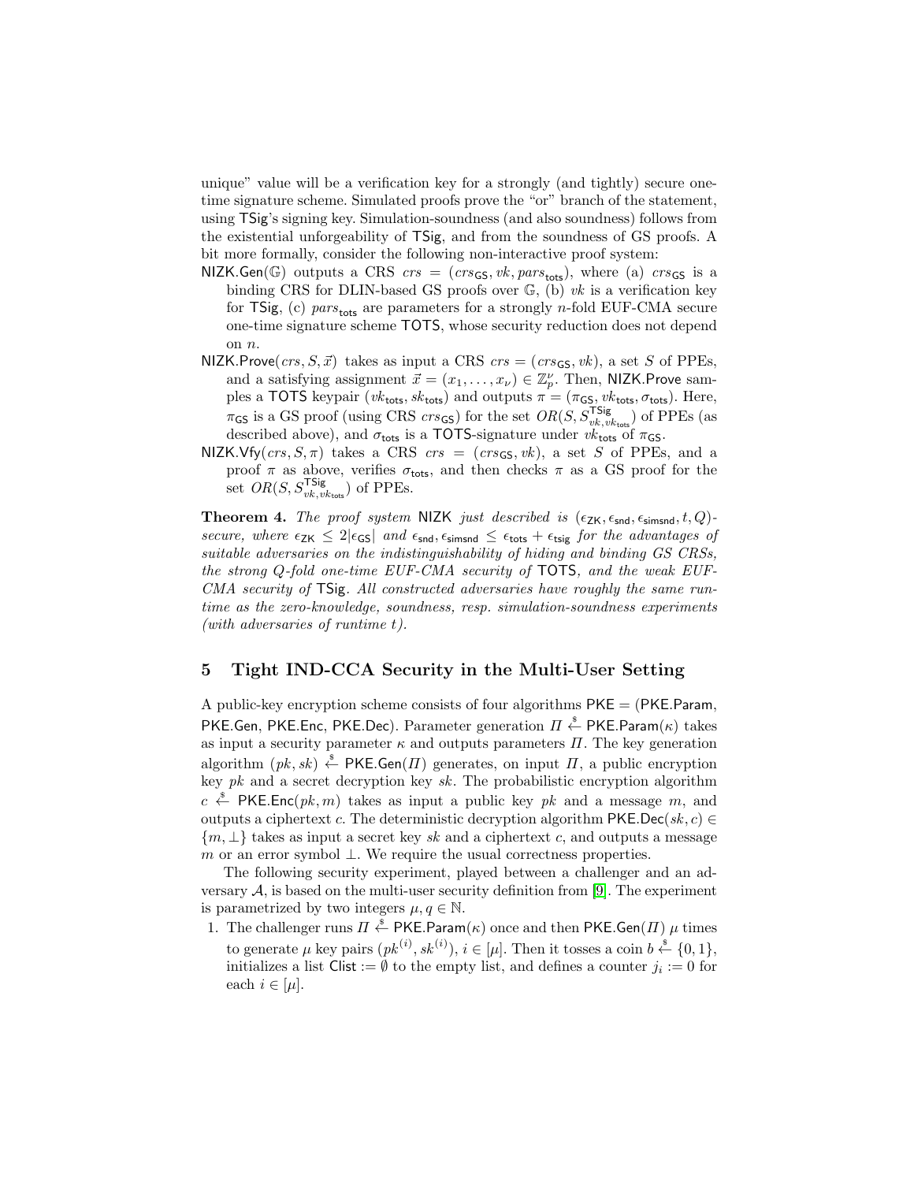unique" value will be a verification key for a strongly (and tightly) secure one-time signature scheme. Simulated proofs prove the "or" branch of the statement, using $\mathsf{TSig}$'s signing key. Simulation-soundness (and also soundness) follows from the existential unforgeability of $\mathsf{TSig}$, and from the soundness of GS proofs. A bit more formally, consider the following non-interactive proof system:

- $\mathsf{NIZK.Gen}(\mathbb{G})$ outputs a CRS $crs = (crs_{\mathsf{GS}}, vk, pars_{\mathsf{tots}})$, where (a) $crs_{\mathsf{GS}}$ is a binding CRS for DLIN-based GS proofs over $\mathbb{G}$, (b) $vk$ is a verification key for $\mathsf{TSig}$, (c) $pars_{\mathsf{tots}}$ are parameters for a strongly $n$-fold EUF-CMA secure one-time signature scheme $\mathsf{TOTS}$, whose security reduction does not depend on $n$.
- $\mathsf{NIZK.Prove}(crs, S, \vec{x})$ takes as input a CRS $crs = (crs_{\mathsf{GS}}, vk)$, a set $S$ of PPEs, and a satisfying assignment $\vec{x} = (x_1, \ldots, x_\nu) \in \mathbb{Z}_p^\nu$. Then, $\mathsf{NIZK.Prove}$ samples a $\mathsf{TOTS}$ keypair $(vk_{\mathsf{tots}}, sk_{\mathsf{tots}})$ and outputs $\pi = (\pi_{\mathsf{GS}}, vk_{\mathsf{tots}}, \sigma_{\mathsf{tots}})$. Here, $\pi_{\mathsf{GS}}$ is a GS proof (using CRS $crs_{\mathsf{GS}}$) for the set $OR(S, S^{\mathsf{TSig}}_{vk, vk_{\mathsf{tots}}})$ of PPEs (as described above), and $\sigma_{\mathsf{tots}}$ is a $\mathsf{TOTS}$-signature under $vk_{\mathsf{tots}}$ of $\pi_{\mathsf{GS}}$.
- $\mathsf{NIZK.Vfy}(crs, S, \pi)$ takes a CRS $crs = (crs_{\mathsf{GS}}, vk)$, a set $S$ of PPEs, and a proof $\pi$ as above, verifies $\sigma_{\mathsf{tots}}$, and then checks $\pi$ as a GS proof for the set $OR(S, S^{\mathsf{TSig}}_{vk, vk_{\mathsf{tots}}})$ of PPEs.

**Theorem 4.** *The proof system* $\mathsf{NIZK}$ *just described is* $(\epsilon_{\mathsf{ZK}}, \epsilon_{\mathsf{snd}}, \epsilon_{\mathsf{simsnd}}, t, Q)$*-secure, where* $\epsilon_{\mathsf{ZK}} \leq 2|\epsilon_{\mathsf{GS}}|$ *and* $\epsilon_{\mathsf{snd}}, \epsilon_{\mathsf{simsnd}} \leq \epsilon_{\mathsf{tots}} + \epsilon_{\mathsf{tsig}}$ *for the advantages of suitable adversaries on the indistinguishability of hiding and binding GS CRSs, the strong* $Q$*-fold one-time EUF-CMA security of* $\mathsf{TOTS}$*, and the weak EUF-CMA security of* $\mathsf{TSig}$*. All constructed adversaries have roughly the same runtime as the zero-knowledge, soundness, resp. simulation-soundness experiments (with adversaries of runtime* $t$*).*

## 5 Tight IND-CCA Security in the Multi-User Setting

A public-key encryption scheme consists of four algorithms $\mathsf{PKE} = (\mathsf{PKE.Param}, \mathsf{PKE.Gen}, \mathsf{PKE.Enc}, \mathsf{PKE.Dec})$. Parameter generation $\Pi \overset{\$}{\leftarrow} \mathsf{PKE.Param}(\kappa)$ takes as input a security parameter $\kappa$ and outputs parameters $\Pi$. The key generation algorithm $(pk, sk) \overset{\$}{\leftarrow} \mathsf{PKE.Gen}(\Pi)$ generates, on input $\Pi$, a public encryption key $pk$ and a secret decryption key $sk$. The probabilistic encryption algorithm $c \overset{\$}{\leftarrow} \mathsf{PKE.Enc}(pk, m)$ takes as input a public key $pk$ and a message $m$, and outputs a ciphertext $c$. The deterministic decryption algorithm $\mathsf{PKE.Dec}(sk, c) \in \{m, \perp\}$ takes as input a secret key $sk$ and a ciphertext $c$, and outputs a message $m$ or an error symbol $\perp$. We require the usual correctness properties.

The following security experiment, played between a challenger and an adversary $\mathcal{A}$, is based on the multi-user security definition from [9]. The experiment is parametrized by two integers $\mu, q \in \mathbb{N}$.

1. The challenger runs $\Pi \overset{\$}{\leftarrow} \mathsf{PKE.Param}(\kappa)$ once and then $\mathsf{PKE.Gen}(\Pi)$ $\mu$ times to generate $\mu$ key pairs $(pk^{(i)}, sk^{(i)})$, $i \in [\mu]$. Then it tosses a coin $b \overset{\$}{\leftarrow} \{0, 1\}$, initializes a list $\mathsf{Clist} := \emptyset$ to the empty list, and defines a counter $j_i := 0$ for each $i \in [\mu]$.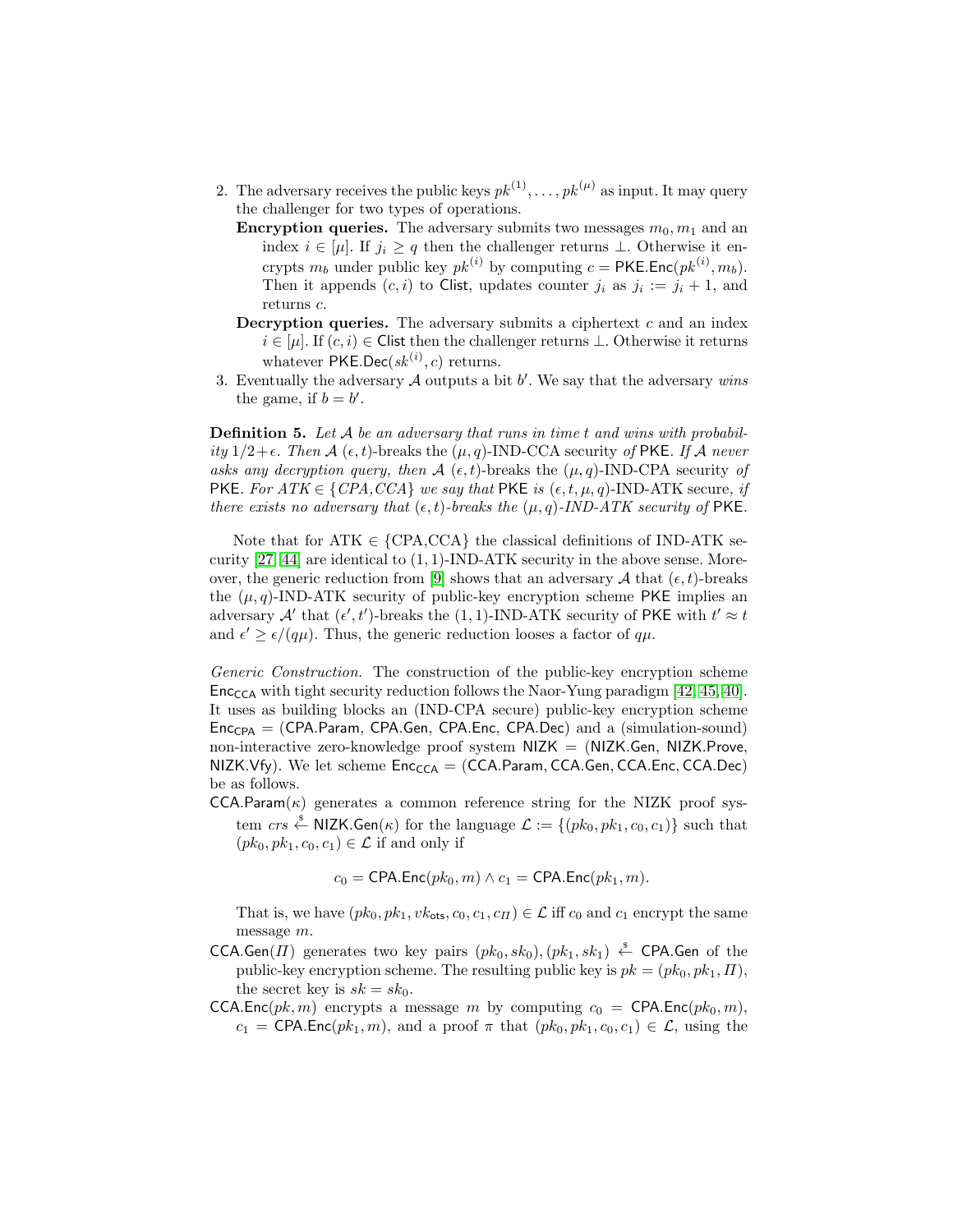2. The adversary receives the public keys $pk^{(1)}, \ldots, pk^{(\mu)}$ as input. It may query the challenger for two types of operations.

   **Encryption queries.** The adversary submits two messages $m_0, m_1$ and an index $i \in [\mu]$. If $j_i \geq q$ then the challenger returns $\perp$. Otherwise it encrypts $m_b$ under public key $pk^{(i)}$ by computing $c = \mathsf{PKE.Enc}(pk^{(i)}, m_b)$. Then it appends $(c, i)$ to $\mathsf{Clist}$, updates counter $j_i$ as $j_i := j_i + 1$, and returns $c$.

   **Decryption queries.** The adversary submits a ciphertext $c$ and an index $i \in [\mu]$. If $(c, i) \in \mathsf{Clist}$ then the challenger returns $\perp$. Otherwise it returns whatever $\mathsf{PKE.Dec}(sk^{(i)}, c)$ returns.

3. Eventually the adversary $\mathcal{A}$ outputs a bit $b'$. We say that the adversary *wins* the game, if $b = b'$.

**Definition 5.** *Let $\mathcal{A}$ be an adversary that runs in time $t$ and wins with probability $1/2 + \epsilon$. Then $\mathcal{A}$ $(\epsilon, t)$-breaks the $(\mu, q)$-IND-CCA security of* $\mathsf{PKE}$. *If $\mathcal{A}$ never asks any decryption query, then $\mathcal{A}$ $(\epsilon, t)$-breaks the $(\mu, q)$-IND-CPA security of* $\mathsf{PKE}$. *For $ATK \in \{CPA, CCA\}$ we say that* $\mathsf{PKE}$ *is $(\epsilon, t, \mu, q)$-IND-ATK secure, if there exists no adversary that $(\epsilon, t)$-breaks the $(\mu, q)$-IND-ATK security of* $\mathsf{PKE}$.

Note that for ATK $\in$ {CPA,CCA} the classical definitions of IND-ATK security [27, 44] are identical to $(1, 1)$-IND-ATK security in the above sense. Moreover, the generic reduction from [9] shows that an adversary $\mathcal{A}$ that $(\epsilon, t)$-breaks the $(\mu, q)$-IND-ATK security of public-key encryption scheme $\mathsf{PKE}$ implies an adversary $\mathcal{A}'$ that $(\epsilon', t')$-breaks the $(1, 1)$-IND-ATK security of $\mathsf{PKE}$ with $t' \approx t$ and $\epsilon' \geq \epsilon/(q\mu)$. Thus, the generic reduction looses a factor of $q\mu$.

*Generic Construction.* The construction of the public-key encryption scheme $\mathsf{Enc}_{\mathsf{CCA}}$ with tight security reduction follows the Naor-Yung paradigm [42, 45, 40]. It uses as building blocks an (IND-CPA secure) public-key encryption scheme $\mathsf{Enc}_{\mathsf{CPA}} = (\mathsf{CPA.Param}, \mathsf{CPA.Gen}, \mathsf{CPA.Enc}, \mathsf{CPA.Dec})$ and a (simulation-sound) non-interactive zero-knowledge proof system $\mathsf{NIZK} = (\mathsf{NIZK.Gen}, \mathsf{NIZK.Prove}, \mathsf{NIZK.Vfy})$. We let scheme $\mathsf{Enc}_{\mathsf{CCA}} = (\mathsf{CCA.Param}, \mathsf{CCA.Gen}, \mathsf{CCA.Enc}, \mathsf{CCA.Dec})$ be as follows.

$\mathsf{CCA.Param}(\kappa)$ generates a common reference string for the NIZK proof system $crs \xleftarrow{\$} \mathsf{NIZK.Gen}(\kappa)$ for the language $\mathcal{L} := \{(pk_0, pk_1, c_0, c_1)\}$ such that $(pk_0, pk_1, c_0, c_1) \in \mathcal{L}$ if and only if

$$c_0 = \mathsf{CPA.Enc}(pk_0, m) \wedge c_1 = \mathsf{CPA.Enc}(pk_1, m).$$

That is, we have $(pk_0, pk_1, vk_{\mathsf{ots}}, c_0, c_1, c_\Pi) \in \mathcal{L}$ iff $c_0$ and $c_1$ encrypt the same message $m$.

$\mathsf{CCA.Gen}(\Pi)$ generates two key pairs $(pk_0, sk_0), (pk_1, sk_1) \xleftarrow{\$} \mathsf{CPA.Gen}$ of the public-key encryption scheme. The resulting public key is $pk = (pk_0, pk_1, \Pi)$, the secret key is $sk = sk_0$.

$\mathsf{CCA.Enc}(pk, m)$ encrypts a message $m$ by computing $c_0 = \mathsf{CPA.Enc}(pk_0, m)$, $c_1 = \mathsf{CPA.Enc}(pk_1, m)$, and a proof $\pi$ that $(pk_0, pk_1, c_0, c_1) \in \mathcal{L}$, using the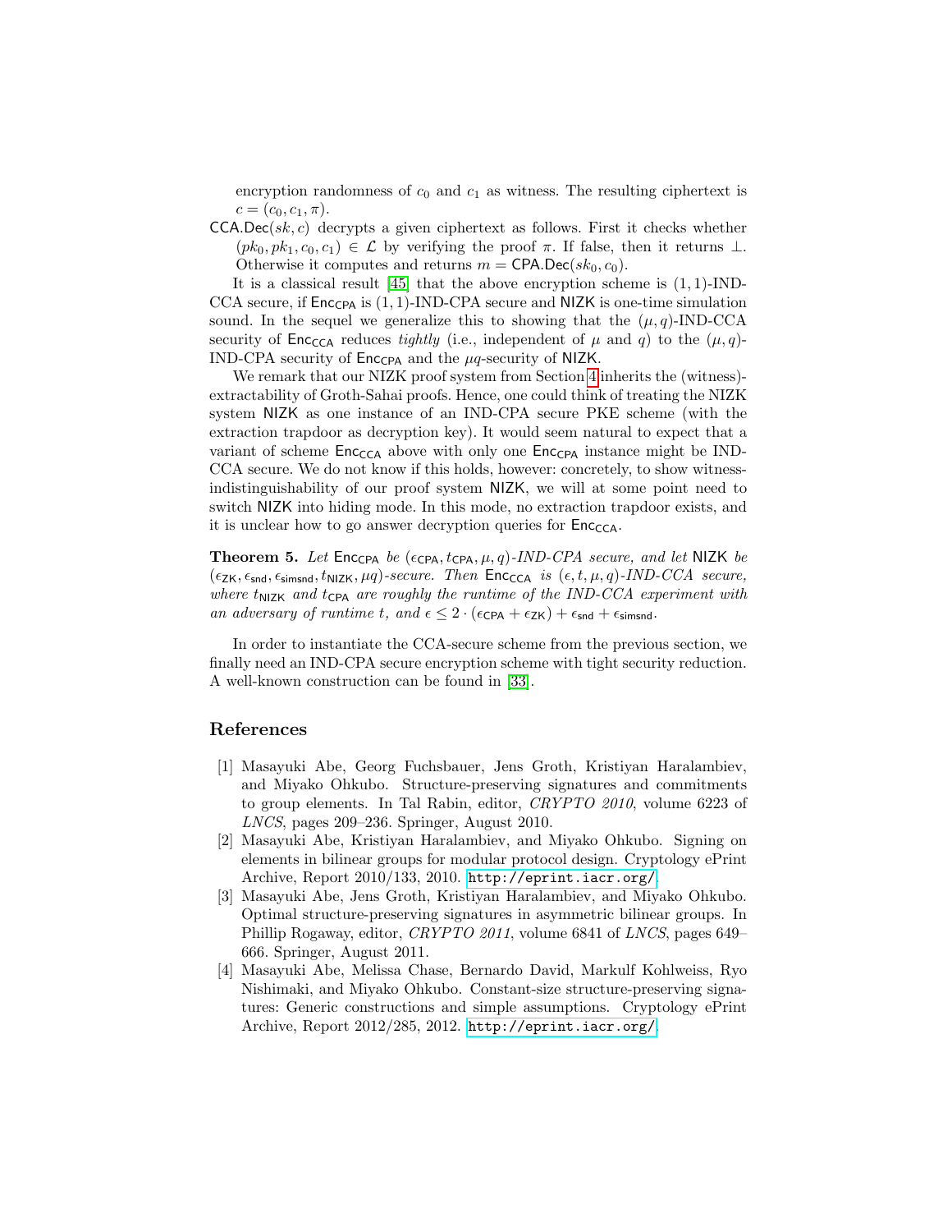encryption randomness of $c_0$ and $c_1$ as witness. The resulting ciphertext is $c = (c_0, c_1, \pi)$.

$\mathsf{CCA.Dec}(sk, c)$ decrypts a given ciphertext as follows. First it checks whether $(pk_0, pk_1, c_0, c_1) \in \mathcal{L}$ by verifying the proof $\pi$. If false, then it returns $\perp$. Otherwise it computes and returns $m = \mathsf{CPA.Dec}(sk_0, c_0)$.

It is a classical result [45] that the above encryption scheme is $(1, 1)$-IND-CCA secure, if $\mathsf{Enc}_{\mathsf{CPA}}$ is $(1, 1)$-IND-CPA secure and $\mathsf{NIZK}$ is one-time simulation sound. In the sequel we generalize this to showing that the $(\mu, q)$-IND-CCA security of $\mathsf{Enc}_{\mathsf{CCA}}$ reduces *tightly* (i.e., independent of $\mu$ and $q$) to the $(\mu, q)$-IND-CPA security of $\mathsf{Enc}_{\mathsf{CPA}}$ and the $\mu q$-security of $\mathsf{NIZK}$.

We remark that our NIZK proof system from Section 4 inherits the (witness)-extractability of Groth-Sahai proofs. Hence, one could think of treating the NIZK system $\mathsf{NIZK}$ as one instance of an IND-CPA secure PKE scheme (with the extraction trapdoor as decryption key). It would seem natural to expect that a variant of scheme $\mathsf{Enc}_{\mathsf{CCA}}$ above with only one $\mathsf{Enc}_{\mathsf{CPA}}$ instance might be IND-CCA secure. We do not know if this holds, however: concretely, to show witness-indistinguishability of our proof system $\mathsf{NIZK}$, we will at some point need to switch $\mathsf{NIZK}$ into hiding mode. In this mode, no extraction trapdoor exists, and it is unclear how to go answer decryption queries for $\mathsf{Enc}_{\mathsf{CCA}}$.

**Theorem 5.** *Let* $\mathsf{Enc}_{\mathsf{CPA}}$ *be* $(\epsilon_{\mathsf{CPA}}, t_{\mathsf{CPA}}, \mu, q)$*-IND-CPA secure, and let* $\mathsf{NIZK}$ *be* $(\epsilon_{\mathsf{ZK}}, \epsilon_{\mathsf{snd}}, \epsilon_{\mathsf{simsnd}}, t_{\mathsf{NIZK}}, \mu q)$*-secure. Then* $\mathsf{Enc}_{\mathsf{CCA}}$ *is* $(\epsilon, t, \mu, q)$*-IND-CCA secure, where* $t_{\mathsf{NIZK}}$ *and* $t_{\mathsf{CPA}}$ *are roughly the runtime of the IND-CCA experiment with an adversary of runtime* $t$*, and* $\epsilon \leq 2 \cdot (\epsilon_{\mathsf{CPA}} + \epsilon_{\mathsf{ZK}}) + \epsilon_{\mathsf{snd}} + \epsilon_{\mathsf{simsnd}}$.

In order to instantiate the CCA-secure scheme from the previous section, we finally need an IND-CPA secure encryption scheme with tight security reduction. A well-known construction can be found in [33].

## References

1. Masayuki Abe, Georg Fuchsbauer, Jens Groth, Kristiyan Haralambiev, and Miyako Ohkubo. Structure-preserving signatures and commitments to group elements. In Tal Rabin, editor, *CRYPTO 2010*, volume 6223 of *LNCS*, pages 209–236. Springer, August 2010.
2. Masayuki Abe, Kristiyan Haralambiev, and Miyako Ohkubo. Signing on elements in bilinear groups for modular protocol design. Cryptology ePrint Archive, Report 2010/133, 2010. http://eprint.iacr.org/.
3. Masayuki Abe, Jens Groth, Kristiyan Haralambiev, and Miyako Ohkubo. Optimal structure-preserving signatures in asymmetric bilinear groups. In Phillip Rogaway, editor, *CRYPTO 2011*, volume 6841 of *LNCS*, pages 649–666. Springer, August 2011.
4. Masayuki Abe, Melissa Chase, Bernardo David, Markulf Kohlweiss, Ryo Nishimaki, and Miyako Ohkubo. Constant-size structure-preserving signatures: Generic constructions and simple assumptions. Cryptology ePrint Archive, Report 2012/285, 2012. http://eprint.iacr.org/.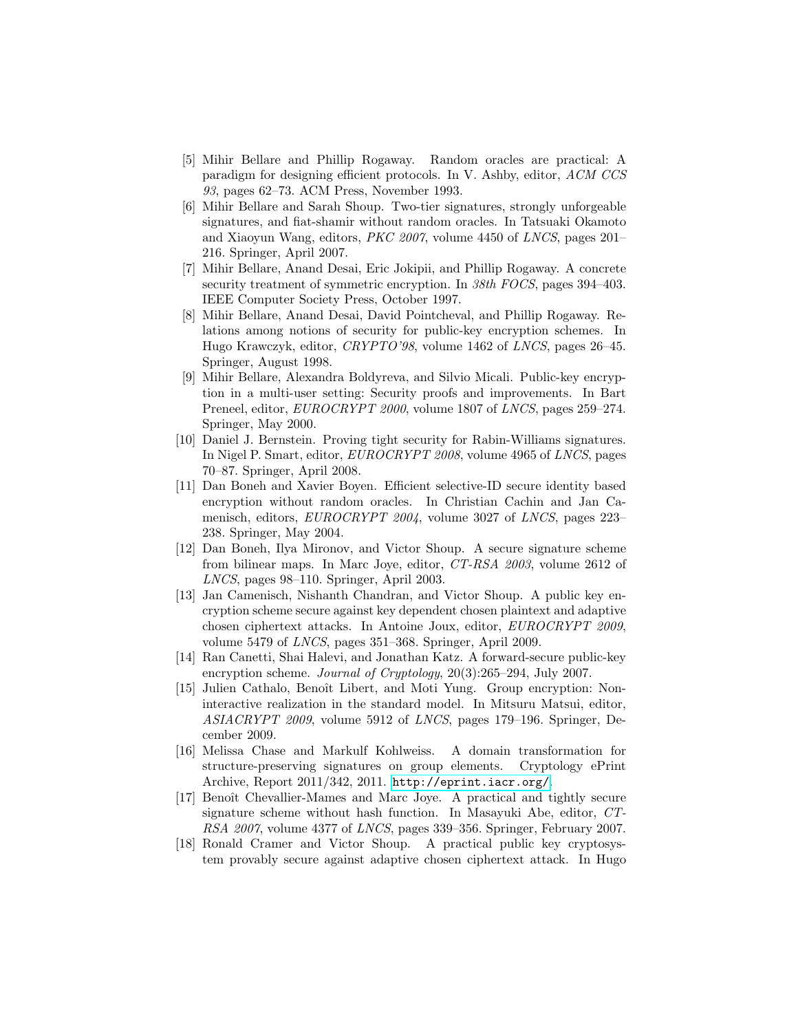[5] Mihir Bellare and Phillip Rogaway. Random oracles are practical: A paradigm for designing efficient protocols. In V. Ashby, editor, *ACM CCS 93*, pages 62–73. ACM Press, November 1993.

[6] Mihir Bellare and Sarah Shoup. Two-tier signatures, strongly unforgeable signatures, and fiat-shamir without random oracles. In Tatsuaki Okamoto and Xiaoyun Wang, editors, *PKC 2007*, volume 4450 of *LNCS*, pages 201–216. Springer, April 2007.

[7] Mihir Bellare, Anand Desai, Eric Jokipii, and Phillip Rogaway. A concrete security treatment of symmetric encryption. In *38th FOCS*, pages 394–403. IEEE Computer Society Press, October 1997.

[8] Mihir Bellare, Anand Desai, David Pointcheval, and Phillip Rogaway. Relations among notions of security for public-key encryption schemes. In Hugo Krawczyk, editor, *CRYPTO'98*, volume 1462 of *LNCS*, pages 26–45. Springer, August 1998.

[9] Mihir Bellare, Alexandra Boldyreva, and Silvio Micali. Public-key encryption in a multi-user setting: Security proofs and improvements. In Bart Preneel, editor, *EUROCRYPT 2000*, volume 1807 of *LNCS*, pages 259–274. Springer, May 2000.

[10] Daniel J. Bernstein. Proving tight security for Rabin-Williams signatures. In Nigel P. Smart, editor, *EUROCRYPT 2008*, volume 4965 of *LNCS*, pages 70–87. Springer, April 2008.

[11] Dan Boneh and Xavier Boyen. Efficient selective-ID secure identity based encryption without random oracles. In Christian Cachin and Jan Camenisch, editors, *EUROCRYPT 2004*, volume 3027 of *LNCS*, pages 223–238. Springer, May 2004.

[12] Dan Boneh, Ilya Mironov, and Victor Shoup. A secure signature scheme from bilinear maps. In Marc Joye, editor, *CT-RSA 2003*, volume 2612 of *LNCS*, pages 98–110. Springer, April 2003.

[13] Jan Camenisch, Nishanth Chandran, and Victor Shoup. A public key encryption scheme secure against key dependent chosen plaintext and adaptive chosen ciphertext attacks. In Antoine Joux, editor, *EUROCRYPT 2009*, volume 5479 of *LNCS*, pages 351–368. Springer, April 2009.

[14] Ran Canetti, Shai Halevi, and Jonathan Katz. A forward-secure public-key encryption scheme. *Journal of Cryptology*, 20(3):265–294, July 2007.

[15] Julien Cathalo, Benoît Libert, and Moti Yung. Group encryption: Non-interactive realization in the standard model. In Mitsuru Matsui, editor, *ASIACRYPT 2009*, volume 5912 of *LNCS*, pages 179–196. Springer, December 2009.

[16] Melissa Chase and Markulf Kohlweiss. A domain transformation for structure-preserving signatures on group elements. Cryptology ePrint Archive, Report 2011/342, 2011. http://eprint.iacr.org/.

[17] Benoît Chevallier-Mames and Marc Joye. A practical and tightly secure signature scheme without hash function. In Masayuki Abe, editor, *CT-RSA 2007*, volume 4377 of *LNCS*, pages 339–356. Springer, February 2007.

[18] Ronald Cramer and Victor Shoup. A practical public key cryptosystem provably secure against adaptive chosen ciphertext attack. In Hugo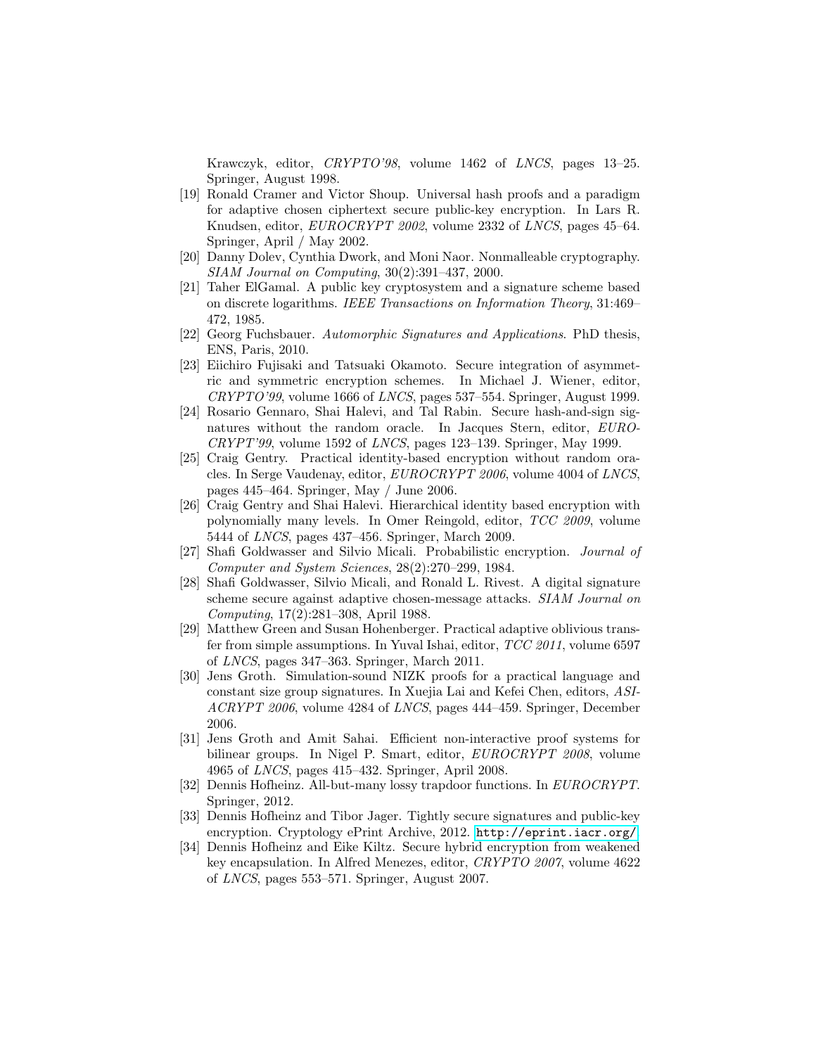Krawczyk, editor, *CRYPTO'98*, volume 1462 of *LNCS*, pages 13–25. Springer, August 1998.

[19] Ronald Cramer and Victor Shoup. Universal hash proofs and a paradigm for adaptive chosen ciphertext secure public-key encryption. In Lars R. Knudsen, editor, *EUROCRYPT 2002*, volume 2332 of *LNCS*, pages 45–64. Springer, April / May 2002.

[20] Danny Dolev, Cynthia Dwork, and Moni Naor. Nonmalleable cryptography. *SIAM Journal on Computing*, 30(2):391–437, 2000.

[21] Taher ElGamal. A public key cryptosystem and a signature scheme based on discrete logarithms. *IEEE Transactions on Information Theory*, 31:469–472, 1985.

[22] Georg Fuchsbauer. *Automorphic Signatures and Applications*. PhD thesis, ENS, Paris, 2010.

[23] Eiichiro Fujisaki and Tatsuaki Okamoto. Secure integration of asymmetric and symmetric encryption schemes. In Michael J. Wiener, editor, *CRYPTO'99*, volume 1666 of *LNCS*, pages 537–554. Springer, August 1999.

[24] Rosario Gennaro, Shai Halevi, and Tal Rabin. Secure hash-and-sign signatures without the random oracle. In Jacques Stern, editor, *EUROCRYPT'99*, volume 1592 of *LNCS*, pages 123–139. Springer, May 1999.

[25] Craig Gentry. Practical identity-based encryption without random oracles. In Serge Vaudenay, editor, *EUROCRYPT 2006*, volume 4004 of *LNCS*, pages 445–464. Springer, May / June 2006.

[26] Craig Gentry and Shai Halevi. Hierarchical identity based encryption with polynomially many levels. In Omer Reingold, editor, *TCC 2009*, volume 5444 of *LNCS*, pages 437–456. Springer, March 2009.

[27] Shafi Goldwasser and Silvio Micali. Probabilistic encryption. *Journal of Computer and System Sciences*, 28(2):270–299, 1984.

[28] Shafi Goldwasser, Silvio Micali, and Ronald L. Rivest. A digital signature scheme secure against adaptive chosen-message attacks. *SIAM Journal on Computing*, 17(2):281–308, April 1988.

[29] Matthew Green and Susan Hohenberger. Practical adaptive oblivious transfer from simple assumptions. In Yuval Ishai, editor, *TCC 2011*, volume 6597 of *LNCS*, pages 347–363. Springer, March 2011.

[30] Jens Groth. Simulation-sound NIZK proofs for a practical language and constant size group signatures. In Xuejia Lai and Kefei Chen, editors, *ASIACRYPT 2006*, volume 4284 of *LNCS*, pages 444–459. Springer, December 2006.

[31] Jens Groth and Amit Sahai. Efficient non-interactive proof systems for bilinear groups. In Nigel P. Smart, editor, *EUROCRYPT 2008*, volume 4965 of *LNCS*, pages 415–432. Springer, April 2008.

[32] Dennis Hofheinz. All-but-many lossy trapdoor functions. In *EUROCRYPT*. Springer, 2012.

[33] Dennis Hofheinz and Tibor Jager. Tightly secure signatures and public-key encryption. Cryptology ePrint Archive, 2012. `http://eprint.iacr.org/`.

[34] Dennis Hofheinz and Eike Kiltz. Secure hybrid encryption from weakened key encapsulation. In Alfred Menezes, editor, *CRYPTO 2007*, volume 4622 of *LNCS*, pages 553–571. Springer, August 2007.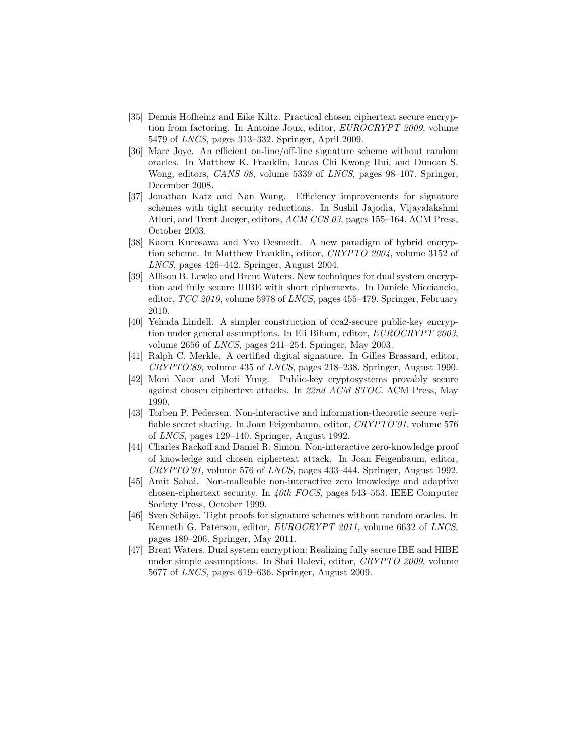[35] Dennis Hofheinz and Eike Kiltz. Practical chosen ciphertext secure encryption from factoring. In Antoine Joux, editor, *EUROCRYPT 2009*, volume 5479 of *LNCS*, pages 313–332. Springer, April 2009.

[36] Marc Joye. An efficient on-line/off-line signature scheme without random oracles. In Matthew K. Franklin, Lucas Chi Kwong Hui, and Duncan S. Wong, editors, *CANS 08*, volume 5339 of *LNCS*, pages 98–107. Springer, December 2008.

[37] Jonathan Katz and Nan Wang. Efficiency improvements for signature schemes with tight security reductions. In Sushil Jajodia, Vijayalakshmi Atluri, and Trent Jaeger, editors, *ACM CCS 03*, pages 155–164. ACM Press, October 2003.

[38] Kaoru Kurosawa and Yvo Desmedt. A new paradigm of hybrid encryption scheme. In Matthew Franklin, editor, *CRYPTO 2004*, volume 3152 of *LNCS*, pages 426–442. Springer, August 2004.

[39] Allison B. Lewko and Brent Waters. New techniques for dual system encryption and fully secure HIBE with short ciphertexts. In Daniele Micciancio, editor, *TCC 2010*, volume 5978 of *LNCS*, pages 455–479. Springer, February 2010.

[40] Yehuda Lindell. A simpler construction of cca2-secure public-key encryption under general assumptions. In Eli Biham, editor, *EUROCRYPT 2003*, volume 2656 of *LNCS*, pages 241–254. Springer, May 2003.

[41] Ralph C. Merkle. A certified digital signature. In Gilles Brassard, editor, *CRYPTO'89*, volume 435 of *LNCS*, pages 218–238. Springer, August 1990.

[42] Moni Naor and Moti Yung. Public-key cryptosystems provably secure against chosen ciphertext attacks. In *22nd ACM STOC*. ACM Press, May 1990.

[43] Torben P. Pedersen. Non-interactive and information-theoretic secure verifiable secret sharing. In Joan Feigenbaum, editor, *CRYPTO'91*, volume 576 of *LNCS*, pages 129–140. Springer, August 1992.

[44] Charles Rackoff and Daniel R. Simon. Non-interactive zero-knowledge proof of knowledge and chosen ciphertext attack. In Joan Feigenbaum, editor, *CRYPTO'91*, volume 576 of *LNCS*, pages 433–444. Springer, August 1992.

[45] Amit Sahai. Non-malleable non-interactive zero knowledge and adaptive chosen-ciphertext security. In *40th FOCS*, pages 543–553. IEEE Computer Society Press, October 1999.

[46] Sven Schäge. Tight proofs for signature schemes without random oracles. In Kenneth G. Paterson, editor, *EUROCRYPT 2011*, volume 6632 of *LNCS*, pages 189–206. Springer, May 2011.

[47] Brent Waters. Dual system encryption: Realizing fully secure IBE and HIBE under simple assumptions. In Shai Halevi, editor, *CRYPTO 2009*, volume 5677 of *LNCS*, pages 619–636. Springer, August 2009.